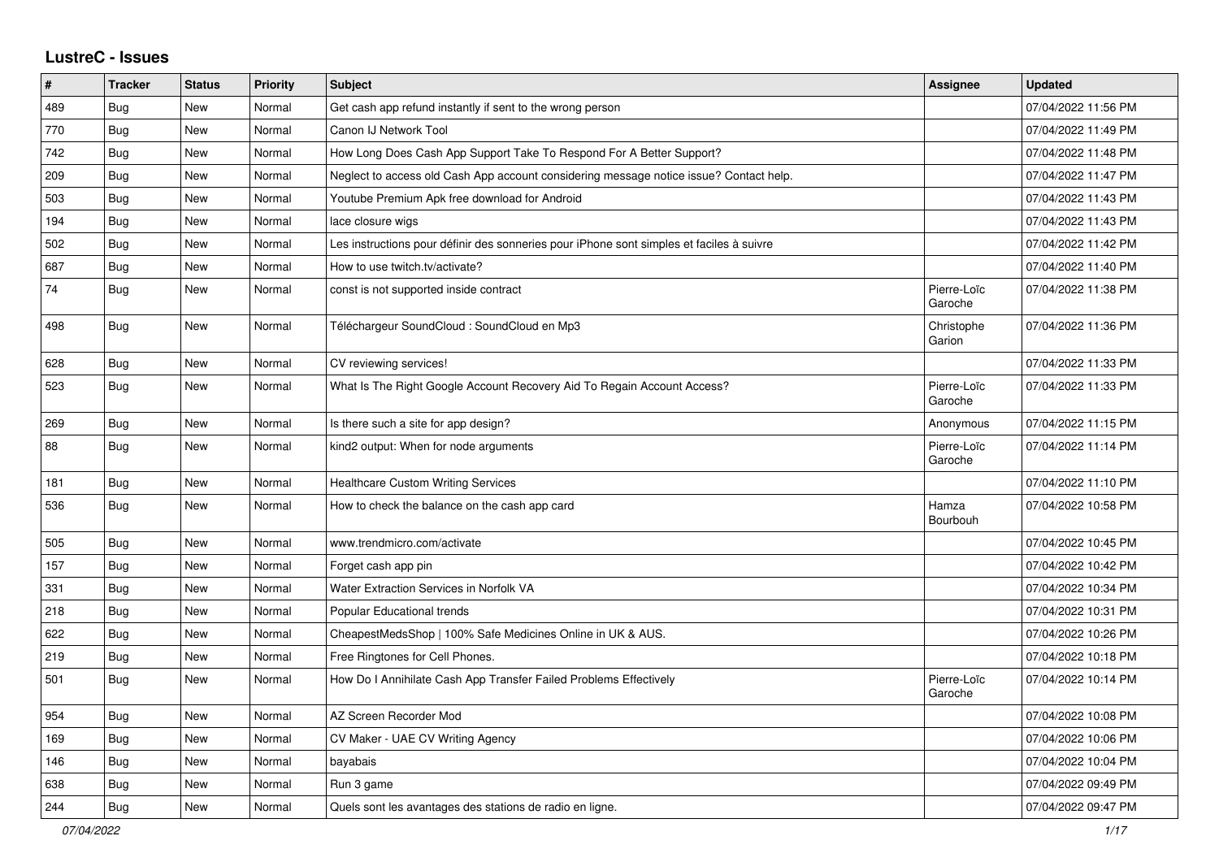# LustreC - Issues

| # | Tracker | Status | Priority | Subject | Assignee | Updated |
|---|---|---|---|---|---|---|
| 489 | Bug | New | Normal | Get cash app refund instantly if sent to the wrong person | | 07/04/2022 11:56 PM |
| 770 | Bug | New | Normal | Canon IJ Network Tool | | 07/04/2022 11:49 PM |
| 742 | Bug | New | Normal | How Long Does Cash App Support Take To Respond For A Better Support? | | 07/04/2022 11:48 PM |
| 209 | Bug | New | Normal | Neglect to access old Cash App account considering message notice issue? Contact help. | | 07/04/2022 11:47 PM |
| 503 | Bug | New | Normal | Youtube Premium Apk free download for Android | | 07/04/2022 11:43 PM |
| 194 | Bug | New | Normal | lace closure wigs | | 07/04/2022 11:43 PM |
| 502 | Bug | New | Normal | Les instructions pour définir des sonneries pour iPhone sont simples et faciles à suivre | | 07/04/2022 11:42 PM |
| 687 | Bug | New | Normal | How to use twitch.tv/activate? | | 07/04/2022 11:40 PM |
| 74 | Bug | New | Normal | const is not supported inside contract | Pierre-Loïc Garoche | 07/04/2022 11:38 PM |
| 498 | Bug | New | Normal | Téléchargeur SoundCloud : SoundCloud en Mp3 | Christophe Garion | 07/04/2022 11:36 PM |
| 628 | Bug | New | Normal | CV reviewing services! | | 07/04/2022 11:33 PM |
| 523 | Bug | New | Normal | What Is The Right Google Account Recovery Aid To Regain Account Access? | Pierre-Loïc Garoche | 07/04/2022 11:33 PM |
| 269 | Bug | New | Normal | Is there such a site for app design? | Anonymous | 07/04/2022 11:15 PM |
| 88 | Bug | New | Normal | kind2 output: When for node arguments | Pierre-Loïc Garoche | 07/04/2022 11:14 PM |
| 181 | Bug | New | Normal | Healthcare Custom Writing Services | | 07/04/2022 11:10 PM |
| 536 | Bug | New | Normal | How to check the balance on the cash app card | Hamza Bourbouh | 07/04/2022 10:58 PM |
| 505 | Bug | New | Normal | www.trendmicro.com/activate | | 07/04/2022 10:45 PM |
| 157 | Bug | New | Normal | Forget cash app pin | | 07/04/2022 10:42 PM |
| 331 | Bug | New | Normal | Water Extraction Services in Norfolk VA | | 07/04/2022 10:34 PM |
| 218 | Bug | New | Normal | Popular Educational trends | | 07/04/2022 10:31 PM |
| 622 | Bug | New | Normal | CheapestMedsShop \| 100% Safe Medicines Online in UK & AUS. | | 07/04/2022 10:26 PM |
| 219 | Bug | New | Normal | Free Ringtones for Cell Phones. | | 07/04/2022 10:18 PM |
| 501 | Bug | New | Normal | How Do I Annihilate Cash App Transfer Failed Problems Effectively | Pierre-Loïc Garoche | 07/04/2022 10:14 PM |
| 954 | Bug | New | Normal | AZ Screen Recorder Mod | | 07/04/2022 10:08 PM |
| 169 | Bug | New | Normal | CV Maker - UAE CV Writing Agency | | 07/04/2022 10:06 PM |
| 146 | Bug | New | Normal | bayabais | | 07/04/2022 10:04 PM |
| 638 | Bug | New | Normal | Run 3 game | | 07/04/2022 09:49 PM |
| 244 | Bug | New | Normal | Quels sont les avantages des stations de radio en ligne. | | 07/04/2022 09:47 PM |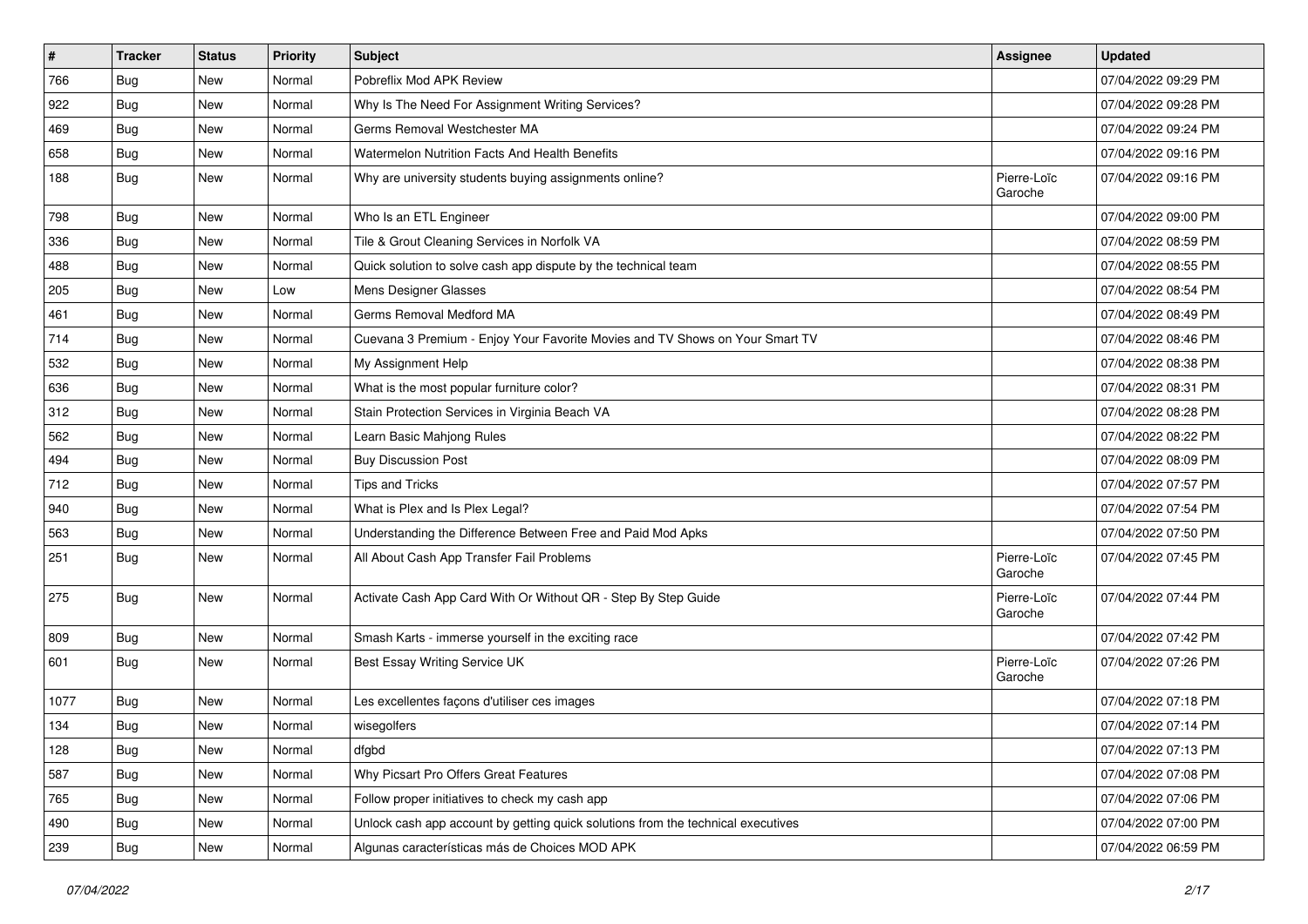| # | Tracker | Status | Priority | Subject | Assignee | Updated |
| --- | --- | --- | --- | --- | --- | --- |
| 766 | Bug | New | Normal | Pobreflix Mod APK Review | | 07/04/2022 09:29 PM |
| 922 | Bug | New | Normal | Why Is The Need For Assignment Writing Services? | | 07/04/2022 09:28 PM |
| 469 | Bug | New | Normal | Germs Removal Westchester MA | | 07/04/2022 09:24 PM |
| 658 | Bug | New | Normal | Watermelon Nutrition Facts And Health Benefits | | 07/04/2022 09:16 PM |
| 188 | Bug | New | Normal | Why are university students buying assignments online? | Pierre-Loïc Garoche | 07/04/2022 09:16 PM |
| 798 | Bug | New | Normal | Who Is an ETL Engineer | | 07/04/2022 09:00 PM |
| 336 | Bug | New | Normal | Tile & Grout Cleaning Services in Norfolk VA | | 07/04/2022 08:59 PM |
| 488 | Bug | New | Normal | Quick solution to solve cash app dispute by the technical team | | 07/04/2022 08:55 PM |
| 205 | Bug | New | Low | Mens Designer Glasses | | 07/04/2022 08:54 PM |
| 461 | Bug | New | Normal | Germs Removal Medford MA | | 07/04/2022 08:49 PM |
| 714 | Bug | New | Normal | Cuevana 3 Premium - Enjoy Your Favorite Movies and TV Shows on Your Smart TV | | 07/04/2022 08:46 PM |
| 532 | Bug | New | Normal | My Assignment Help | | 07/04/2022 08:38 PM |
| 636 | Bug | New | Normal | What is the most popular furniture color? | | 07/04/2022 08:31 PM |
| 312 | Bug | New | Normal | Stain Protection Services in Virginia Beach VA | | 07/04/2022 08:28 PM |
| 562 | Bug | New | Normal | Learn Basic Mahjong Rules | | 07/04/2022 08:22 PM |
| 494 | Bug | New | Normal | Buy Discussion Post | | 07/04/2022 08:09 PM |
| 712 | Bug | New | Normal | Tips and Tricks | | 07/04/2022 07:57 PM |
| 940 | Bug | New | Normal | What is Plex and Is Plex Legal? | | 07/04/2022 07:54 PM |
| 563 | Bug | New | Normal | Understanding the Difference Between Free and Paid Mod Apks | | 07/04/2022 07:50 PM |
| 251 | Bug | New | Normal | All About Cash App Transfer Fail Problems | Pierre-Loïc Garoche | 07/04/2022 07:45 PM |
| 275 | Bug | New | Normal | Activate Cash App Card With Or Without QR - Step By Step Guide | Pierre-Loïc Garoche | 07/04/2022 07:44 PM |
| 809 | Bug | New | Normal | Smash Karts - immerse yourself in the exciting race | | 07/04/2022 07:42 PM |
| 601 | Bug | New | Normal | Best Essay Writing Service UK | Pierre-Loïc Garoche | 07/04/2022 07:26 PM |
| 1077 | Bug | New | Normal | Les excellentes façons d'utiliser ces images | | 07/04/2022 07:18 PM |
| 134 | Bug | New | Normal | wisegolfers | | 07/04/2022 07:14 PM |
| 128 | Bug | New | Normal | dfgbd | | 07/04/2022 07:13 PM |
| 587 | Bug | New | Normal | Why Picsart Pro Offers Great Features | | 07/04/2022 07:08 PM |
| 765 | Bug | New | Normal | Follow proper initiatives to check my cash app | | 07/04/2022 07:06 PM |
| 490 | Bug | New | Normal | Unlock cash app account by getting quick solutions from the technical executives | | 07/04/2022 07:00 PM |
| 239 | Bug | New | Normal | Algunas características más de Choices MOD APK | | 07/04/2022 06:59 PM |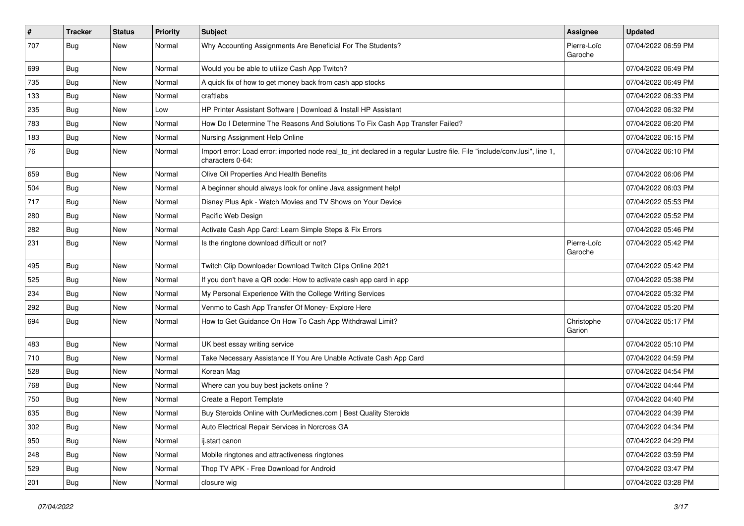| # | Tracker | Status | Priority | Subject | Assignee | Updated |
|---|---|---|---|---|---|---|
| 707 | Bug | New | Normal | Why Accounting Assignments Are Beneficial For The Students? | Pierre-Loïc Garoche | 07/04/2022 06:59 PM |
| 699 | Bug | New | Normal | Would you be able to utilize Cash App Twitch? | | 07/04/2022 06:49 PM |
| 735 | Bug | New | Normal | A quick fix of how to get money back from cash app stocks | | 07/04/2022 06:49 PM |
| 133 | Bug | New | Normal | craftlabs | | 07/04/2022 06:33 PM |
| 235 | Bug | New | Low | HP Printer Assistant Software \| Download & Install HP Assistant | | 07/04/2022 06:32 PM |
| 783 | Bug | New | Normal | How Do I Determine The Reasons And Solutions To Fix Cash App Transfer Failed? | | 07/04/2022 06:20 PM |
| 183 | Bug | New | Normal | Nursing Assignment Help Online | | 07/04/2022 06:15 PM |
| 76 | Bug | New | Normal | Import error: Load error: imported node real_to_int declared in a regular Lustre file. File "include/conv.lusi", line 1, characters 0-64: | | 07/04/2022 06:10 PM |
| 659 | Bug | New | Normal | Olive Oil Properties And Health Benefits | | 07/04/2022 06:06 PM |
| 504 | Bug | New | Normal | A beginner should always look for online Java assignment help! | | 07/04/2022 06:03 PM |
| 717 | Bug | New | Normal | Disney Plus Apk - Watch Movies and TV Shows on Your Device | | 07/04/2022 05:53 PM |
| 280 | Bug | New | Normal | Pacific Web Design | | 07/04/2022 05:52 PM |
| 282 | Bug | New | Normal | Activate Cash App Card: Learn Simple Steps & Fix Errors | | 07/04/2022 05:46 PM |
| 231 | Bug | New | Normal | Is the ringtone download difficult or not? | Pierre-Loïc Garoche | 07/04/2022 05:42 PM |
| 495 | Bug | New | Normal | Twitch Clip Downloader Download Twitch Clips Online 2021 | | 07/04/2022 05:42 PM |
| 525 | Bug | New | Normal | If you don't have a QR code: How to activate cash app card in app | | 07/04/2022 05:38 PM |
| 234 | Bug | New | Normal | My Personal Experience With the College Writing Services | | 07/04/2022 05:32 PM |
| 292 | Bug | New | Normal | Venmo to Cash App Transfer Of Money- Explore Here | | 07/04/2022 05:20 PM |
| 694 | Bug | New | Normal | How to Get Guidance On How To Cash App Withdrawal Limit? | Christophe Garion | 07/04/2022 05:17 PM |
| 483 | Bug | New | Normal | UK best essay writing service | | 07/04/2022 05:10 PM |
| 710 | Bug | New | Normal | Take Necessary Assistance If You Are Unable Activate Cash App Card | | 07/04/2022 04:59 PM |
| 528 | Bug | New | Normal | Korean Mag | | 07/04/2022 04:54 PM |
| 768 | Bug | New | Normal | Where can you buy best jackets online ? | | 07/04/2022 04:44 PM |
| 750 | Bug | New | Normal | Create a Report Template | | 07/04/2022 04:40 PM |
| 635 | Bug | New | Normal | Buy Steroids Online with OurMedicnes.com \| Best Quality Steroids | | 07/04/2022 04:39 PM |
| 302 | Bug | New | Normal | Auto Electrical Repair Services in Norcross GA | | 07/04/2022 04:34 PM |
| 950 | Bug | New | Normal | ij.start canon | | 07/04/2022 04:29 PM |
| 248 | Bug | New | Normal | Mobile ringtones and attractiveness ringtones | | 07/04/2022 03:59 PM |
| 529 | Bug | New | Normal | Thop TV APK - Free Download for Android | | 07/04/2022 03:47 PM |
| 201 | Bug | New | Normal | closure wig | | 07/04/2022 03:28 PM |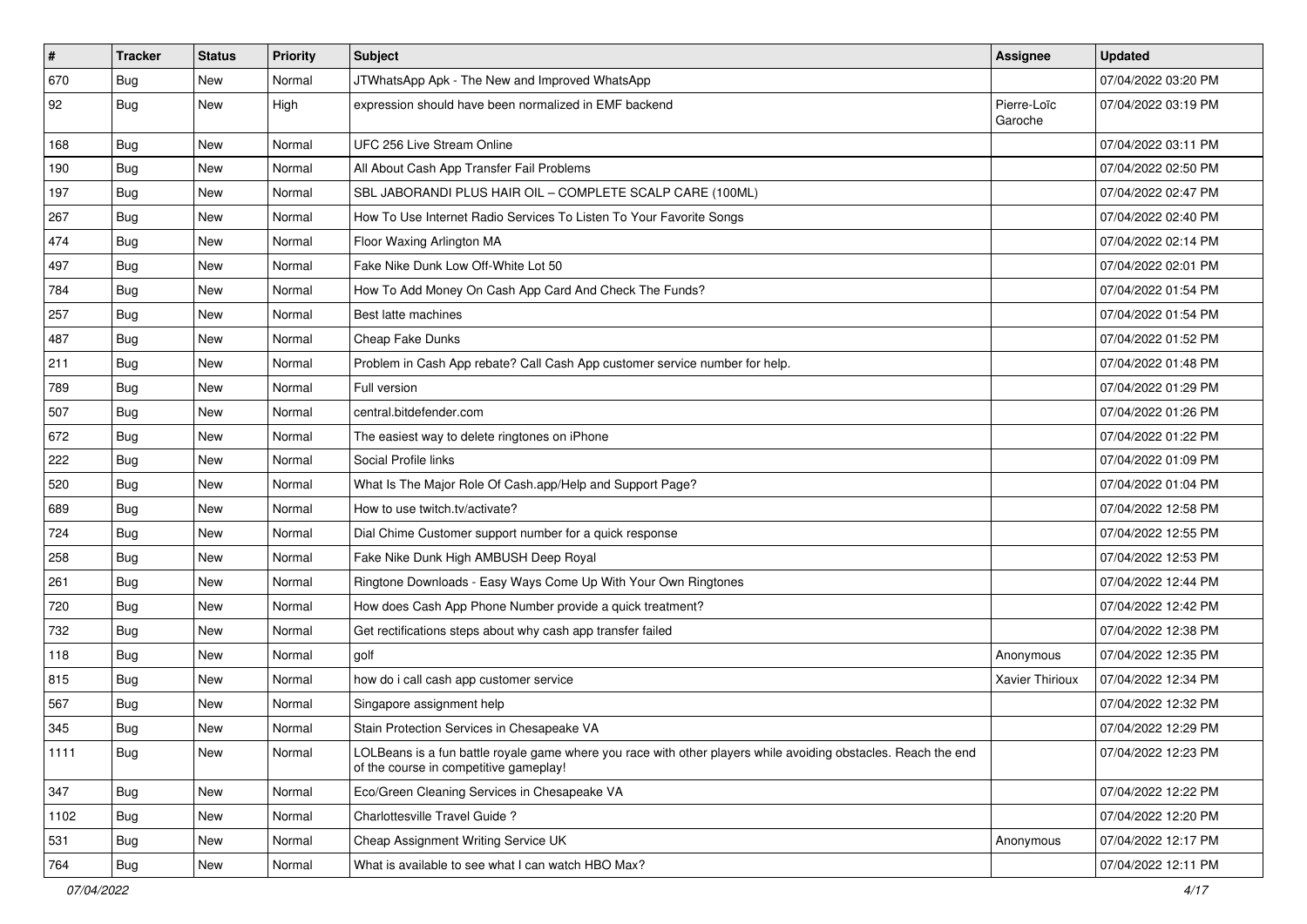| # | Tracker | Status | Priority | Subject | Assignee | Updated |
|---|---|---|---|---|---|---|
| 670 | Bug | New | Normal | JTWhatsApp Apk - The New and Improved WhatsApp | | 07/04/2022 03:20 PM |
| 92 | Bug | New | High | expression should have been normalized in EMF backend | Pierre-Loïc Garoche | 07/04/2022 03:19 PM |
| 168 | Bug | New | Normal | UFC 256 Live Stream Online | | 07/04/2022 03:11 PM |
| 190 | Bug | New | Normal | All About Cash App Transfer Fail Problems | | 07/04/2022 02:50 PM |
| 197 | Bug | New | Normal | SBL JABORANDI PLUS HAIR OIL – COMPLETE SCALP CARE (100ML) | | 07/04/2022 02:47 PM |
| 267 | Bug | New | Normal | How To Use Internet Radio Services To Listen To Your Favorite Songs | | 07/04/2022 02:40 PM |
| 474 | Bug | New | Normal | Floor Waxing Arlington MA | | 07/04/2022 02:14 PM |
| 497 | Bug | New | Normal | Fake Nike Dunk Low Off-White Lot 50 | | 07/04/2022 02:01 PM |
| 784 | Bug | New | Normal | How To Add Money On Cash App Card And Check The Funds? | | 07/04/2022 01:54 PM |
| 257 | Bug | New | Normal | Best latte machines | | 07/04/2022 01:54 PM |
| 487 | Bug | New | Normal | Cheap Fake Dunks | | 07/04/2022 01:52 PM |
| 211 | Bug | New | Normal | Problem in Cash App rebate? Call Cash App customer service number for help. | | 07/04/2022 01:48 PM |
| 789 | Bug | New | Normal | Full version | | 07/04/2022 01:29 PM |
| 507 | Bug | New | Normal | central.bitdefender.com | | 07/04/2022 01:26 PM |
| 672 | Bug | New | Normal | The easiest way to delete ringtones on iPhone | | 07/04/2022 01:22 PM |
| 222 | Bug | New | Normal | Social Profile links | | 07/04/2022 01:09 PM |
| 520 | Bug | New | Normal | What Is The Major Role Of Cash.app/Help and Support Page? | | 07/04/2022 01:04 PM |
| 689 | Bug | New | Normal | How to use twitch.tv/activate? | | 07/04/2022 12:58 PM |
| 724 | Bug | New | Normal | Dial Chime Customer support number for a quick response | | 07/04/2022 12:55 PM |
| 258 | Bug | New | Normal | Fake Nike Dunk High AMBUSH Deep Royal | | 07/04/2022 12:53 PM |
| 261 | Bug | New | Normal | Ringtone Downloads - Easy Ways Come Up With Your Own Ringtones | | 07/04/2022 12:44 PM |
| 720 | Bug | New | Normal | How does Cash App Phone Number provide a quick treatment? | | 07/04/2022 12:42 PM |
| 732 | Bug | New | Normal | Get rectifications steps about why cash app transfer failed | | 07/04/2022 12:38 PM |
| 118 | Bug | New | Normal | golf | Anonymous | 07/04/2022 12:35 PM |
| 815 | Bug | New | Normal | how do i call cash app customer service | Xavier Thirioux | 07/04/2022 12:34 PM |
| 567 | Bug | New | Normal | Singapore assignment help | | 07/04/2022 12:32 PM |
| 345 | Bug | New | Normal | Stain Protection Services in Chesapeake VA | | 07/04/2022 12:29 PM |
| 1111 | Bug | New | Normal | LOLBeans is a fun battle royale game where you race with other players while avoiding obstacles. Reach the end of the course in competitive gameplay! | | 07/04/2022 12:23 PM |
| 347 | Bug | New | Normal | Eco/Green Cleaning Services in Chesapeake VA | | 07/04/2022 12:22 PM |
| 1102 | Bug | New | Normal | Charlottesville Travel Guide ? | | 07/04/2022 12:20 PM |
| 531 | Bug | New | Normal | Cheap Assignment Writing Service UK | Anonymous | 07/04/2022 12:17 PM |
| 764 | Bug | New | Normal | What is available to see what I can watch HBO Max? | | 07/04/2022 12:11 PM |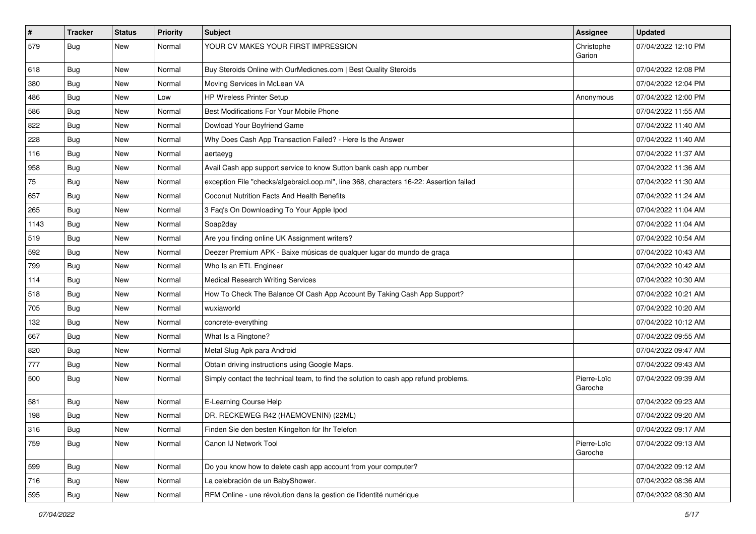| # | Tracker | Status | Priority | Subject | Assignee | Updated |
|---|---|---|---|---|---|---|
| 579 | Bug | New | Normal | YOUR CV MAKES YOUR FIRST IMPRESSION | Christophe Garion | 07/04/2022 12:10 PM |
| 618 | Bug | New | Normal | Buy Steroids Online with OurMedicnes.com \| Best Quality Steroids | | 07/04/2022 12:08 PM |
| 380 | Bug | New | Normal | Moving Services in McLean VA | | 07/04/2022 12:04 PM |
| 486 | Bug | New | Low | HP Wireless Printer Setup | Anonymous | 07/04/2022 12:00 PM |
| 586 | Bug | New | Normal | Best Modifications For Your Mobile Phone | | 07/04/2022 11:55 AM |
| 822 | Bug | New | Normal | Dowload Your Boyfriend Game | | 07/04/2022 11:40 AM |
| 228 | Bug | New | Normal | Why Does Cash App Transaction Failed? - Here Is the Answer | | 07/04/2022 11:40 AM |
| 116 | Bug | New | Normal | aertaeyg | | 07/04/2022 11:37 AM |
| 958 | Bug | New | Normal | Avail Cash app support service to know Sutton bank cash app number | | 07/04/2022 11:36 AM |
| 75 | Bug | New | Normal | exception File "checks/algebraicLoop.ml", line 368, characters 16-22: Assertion failed | | 07/04/2022 11:30 AM |
| 657 | Bug | New | Normal | Coconut Nutrition Facts And Health Benefits | | 07/04/2022 11:24 AM |
| 265 | Bug | New | Normal | 3 Faq's On Downloading To Your Apple Ipod | | 07/04/2022 11:04 AM |
| 1143 | Bug | New | Normal | Soap2day | | 07/04/2022 11:04 AM |
| 519 | Bug | New | Normal | Are you finding online UK Assignment writers? | | 07/04/2022 10:54 AM |
| 592 | Bug | New | Normal | Deezer Premium APK - Baixe músicas de qualquer lugar do mundo de graça | | 07/04/2022 10:43 AM |
| 799 | Bug | New | Normal | Who Is an ETL Engineer | | 07/04/2022 10:42 AM |
| 114 | Bug | New | Normal | Medical Research Writing Services | | 07/04/2022 10:30 AM |
| 518 | Bug | New | Normal | How To Check The Balance Of Cash App Account By Taking Cash App Support? | | 07/04/2022 10:21 AM |
| 705 | Bug | New | Normal | wuxiaworld | | 07/04/2022 10:20 AM |
| 132 | Bug | New | Normal | concrete-everything | | 07/04/2022 10:12 AM |
| 667 | Bug | New | Normal | What Is a Ringtone? | | 07/04/2022 09:55 AM |
| 820 | Bug | New | Normal | Metal Slug Apk para Android | | 07/04/2022 09:47 AM |
| 777 | Bug | New | Normal | Obtain driving instructions using Google Maps. | | 07/04/2022 09:43 AM |
| 500 | Bug | New | Normal | Simply contact the technical team, to find the solution to cash app refund problems. | Pierre-Loïc Garoche | 07/04/2022 09:39 AM |
| 581 | Bug | New | Normal | E-Learning Course Help | | 07/04/2022 09:23 AM |
| 198 | Bug | New | Normal | DR. RECKEWEG R42 (HAEMOVENIN) (22ML) | | 07/04/2022 09:20 AM |
| 316 | Bug | New | Normal | Finden Sie den besten Klingelton für Ihr Telefon | | 07/04/2022 09:17 AM |
| 759 | Bug | New | Normal | Canon IJ Network Tool | Pierre-Loïc Garoche | 07/04/2022 09:13 AM |
| 599 | Bug | New | Normal | Do you know how to delete cash app account from your computer? | | 07/04/2022 09:12 AM |
| 716 | Bug | New | Normal | La celebración de un BabyShower. | | 07/04/2022 08:36 AM |
| 595 | Bug | New | Normal | RFM Online - une révolution dans la gestion de l'identité numérique | | 07/04/2022 08:30 AM |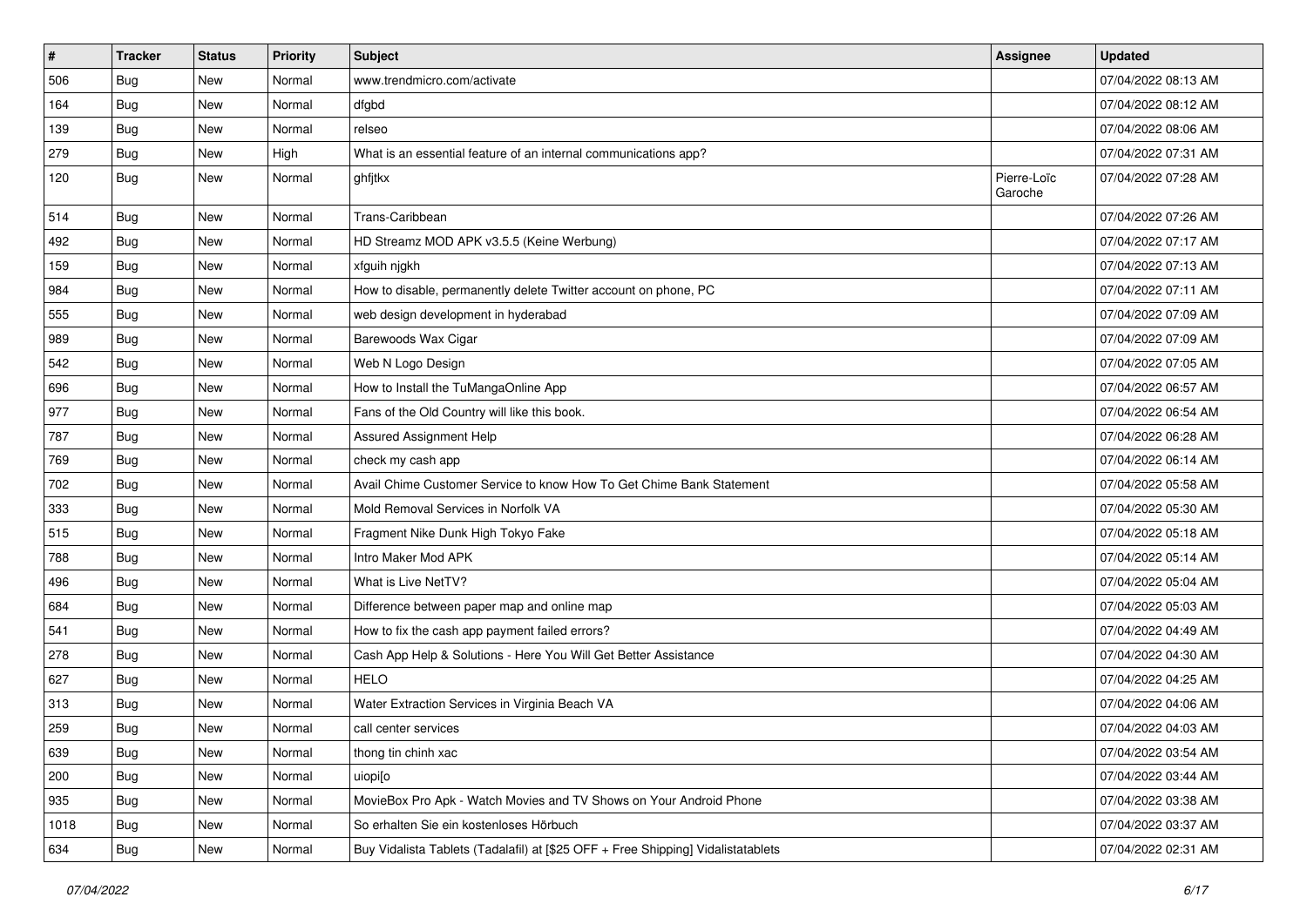| # | Tracker | Status | Priority | Subject | Assignee | Updated |
|---|---|---|---|---|---|---|
| 506 | Bug | New | Normal | www.trendmicro.com/activate | | 07/04/2022 08:13 AM |
| 164 | Bug | New | Normal | dfgbd | | 07/04/2022 08:12 AM |
| 139 | Bug | New | Normal | relseo | | 07/04/2022 08:06 AM |
| 279 | Bug | New | High | What is an essential feature of an internal communications app? | | 07/04/2022 07:31 AM |
| 120 | Bug | New | Normal | ghfjtkx | Pierre-Loïc Garoche | 07/04/2022 07:28 AM |
| 514 | Bug | New | Normal | Trans-Caribbean | | 07/04/2022 07:26 AM |
| 492 | Bug | New | Normal | HD Streamz MOD APK v3.5.5 (Keine Werbung) | | 07/04/2022 07:17 AM |
| 159 | Bug | New | Normal | xfguih njgkh | | 07/04/2022 07:13 AM |
| 984 | Bug | New | Normal | How to disable, permanently delete Twitter account on phone, PC | | 07/04/2022 07:11 AM |
| 555 | Bug | New | Normal | web design development in hyderabad | | 07/04/2022 07:09 AM |
| 989 | Bug | New | Normal | Barewoods Wax Cigar | | 07/04/2022 07:09 AM |
| 542 | Bug | New | Normal | Web N Logo Design | | 07/04/2022 07:05 AM |
| 696 | Bug | New | Normal | How to Install the TuMangaOnline App | | 07/04/2022 06:57 AM |
| 977 | Bug | New | Normal | Fans of the Old Country will like this book. | | 07/04/2022 06:54 AM |
| 787 | Bug | New | Normal | Assured Assignment Help | | 07/04/2022 06:28 AM |
| 769 | Bug | New | Normal | check my cash app | | 07/04/2022 06:14 AM |
| 702 | Bug | New | Normal | Avail Chime Customer Service to know How To Get Chime Bank Statement | | 07/04/2022 05:58 AM |
| 333 | Bug | New | Normal | Mold Removal Services in Norfolk VA | | 07/04/2022 05:30 AM |
| 515 | Bug | New | Normal | Fragment Nike Dunk High Tokyo Fake | | 07/04/2022 05:18 AM |
| 788 | Bug | New | Normal | Intro Maker Mod APK | | 07/04/2022 05:14 AM |
| 496 | Bug | New | Normal | What is Live NetTV? | | 07/04/2022 05:04 AM |
| 684 | Bug | New | Normal | Difference between paper map and online map | | 07/04/2022 05:03 AM |
| 541 | Bug | New | Normal | How to fix the cash app payment failed errors? | | 07/04/2022 04:49 AM |
| 278 | Bug | New | Normal | Cash App Help & Solutions - Here You Will Get Better Assistance | | 07/04/2022 04:30 AM |
| 627 | Bug | New | Normal | HELO | | 07/04/2022 04:25 AM |
| 313 | Bug | New | Normal | Water Extraction Services in Virginia Beach VA | | 07/04/2022 04:06 AM |
| 259 | Bug | New | Normal | call center services | | 07/04/2022 04:03 AM |
| 639 | Bug | New | Normal | thong tin chinh xac | | 07/04/2022 03:54 AM |
| 200 | Bug | New | Normal | uiopi[o | | 07/04/2022 03:44 AM |
| 935 | Bug | New | Normal | MovieBox Pro Apk - Watch Movies and TV Shows on Your Android Phone | | 07/04/2022 03:38 AM |
| 1018 | Bug | New | Normal | So erhalten Sie ein kostenloses Hörbuch | | 07/04/2022 03:37 AM |
| 634 | Bug | New | Normal | Buy Vidalista Tablets (Tadalafil) at [$25 OFF + Free Shipping] Vidalistatablets | | 07/04/2022 02:31 AM |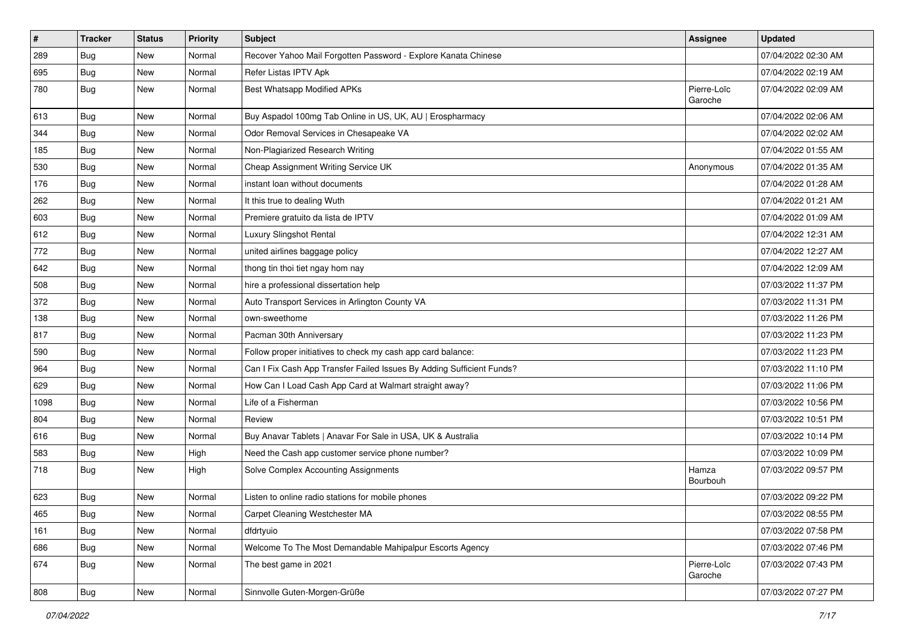| # | Tracker | Status | Priority | Subject | Assignee | Updated |
|---|---|---|---|---|---|---|
| 289 | Bug | New | Normal | Recover Yahoo Mail Forgotten Password - Explore Kanata Chinese | | 07/04/2022 02:30 AM |
| 695 | Bug | New | Normal | Refer Listas IPTV Apk | | 07/04/2022 02:19 AM |
| 780 | Bug | New | Normal | Best Whatsapp Modified APKs | Pierre-Loïc Garoche | 07/04/2022 02:09 AM |
| 613 | Bug | New | Normal | Buy Aspadol 100mg Tab Online in US, UK, AU \| Erospharmacy | | 07/04/2022 02:06 AM |
| 344 | Bug | New | Normal | Odor Removal Services in Chesapeake VA | | 07/04/2022 02:02 AM |
| 185 | Bug | New | Normal | Non-Plagiarized Research Writing | | 07/04/2022 01:55 AM |
| 530 | Bug | New | Normal | Cheap Assignment Writing Service UK | Anonymous | 07/04/2022 01:35 AM |
| 176 | Bug | New | Normal | instant loan without documents | | 07/04/2022 01:28 AM |
| 262 | Bug | New | Normal | It this true to dealing Wuth | | 07/04/2022 01:21 AM |
| 603 | Bug | New | Normal | Premiere gratuito da lista de IPTV | | 07/04/2022 01:09 AM |
| 612 | Bug | New | Normal | Luxury Slingshot Rental | | 07/04/2022 12:31 AM |
| 772 | Bug | New | Normal | united airlines baggage policy | | 07/04/2022 12:27 AM |
| 642 | Bug | New | Normal | thong tin thoi tiet ngay hom nay | | 07/04/2022 12:09 AM |
| 508 | Bug | New | Normal | hire a professional dissertation help | | 07/03/2022 11:37 PM |
| 372 | Bug | New | Normal | Auto Transport Services in Arlington County VA | | 07/03/2022 11:31 PM |
| 138 | Bug | New | Normal | own-sweethome | | 07/03/2022 11:26 PM |
| 817 | Bug | New | Normal | Pacman 30th Anniversary | | 07/03/2022 11:23 PM |
| 590 | Bug | New | Normal | Follow proper initiatives to check my cash app card balance: | | 07/03/2022 11:23 PM |
| 964 | Bug | New | Normal | Can I Fix Cash App Transfer Failed Issues By Adding Sufficient Funds? | | 07/03/2022 11:10 PM |
| 629 | Bug | New | Normal | How Can I Load Cash App Card at Walmart straight away? | | 07/03/2022 11:06 PM |
| 1098 | Bug | New | Normal | Life of a Fisherman | | 07/03/2022 10:56 PM |
| 804 | Bug | New | Normal | Review | | 07/03/2022 10:51 PM |
| 616 | Bug | New | Normal | Buy Anavar Tablets \| Anavar For Sale in USA, UK & Australia | | 07/03/2022 10:14 PM |
| 583 | Bug | New | High | Need the Cash app customer service phone number? | | 07/03/2022 10:09 PM |
| 718 | Bug | New | High | Solve Complex Accounting Assignments | Hamza Bourbouh | 07/03/2022 09:57 PM |
| 623 | Bug | New | Normal | Listen to online radio stations for mobile phones | | 07/03/2022 09:22 PM |
| 465 | Bug | New | Normal | Carpet Cleaning Westchester MA | | 07/03/2022 08:55 PM |
| 161 | Bug | New | Normal | dfdrtyuio | | 07/03/2022 07:58 PM |
| 686 | Bug | New | Normal | Welcome To The Most Demandable Mahipalpur Escorts Agency | | 07/03/2022 07:46 PM |
| 674 | Bug | New | Normal | The best game in 2021 | Pierre-Loïc Garoche | 07/03/2022 07:43 PM |
| 808 | Bug | New | Normal | Sinnvolle Guten-Morgen-Grüße | | 07/03/2022 07:27 PM |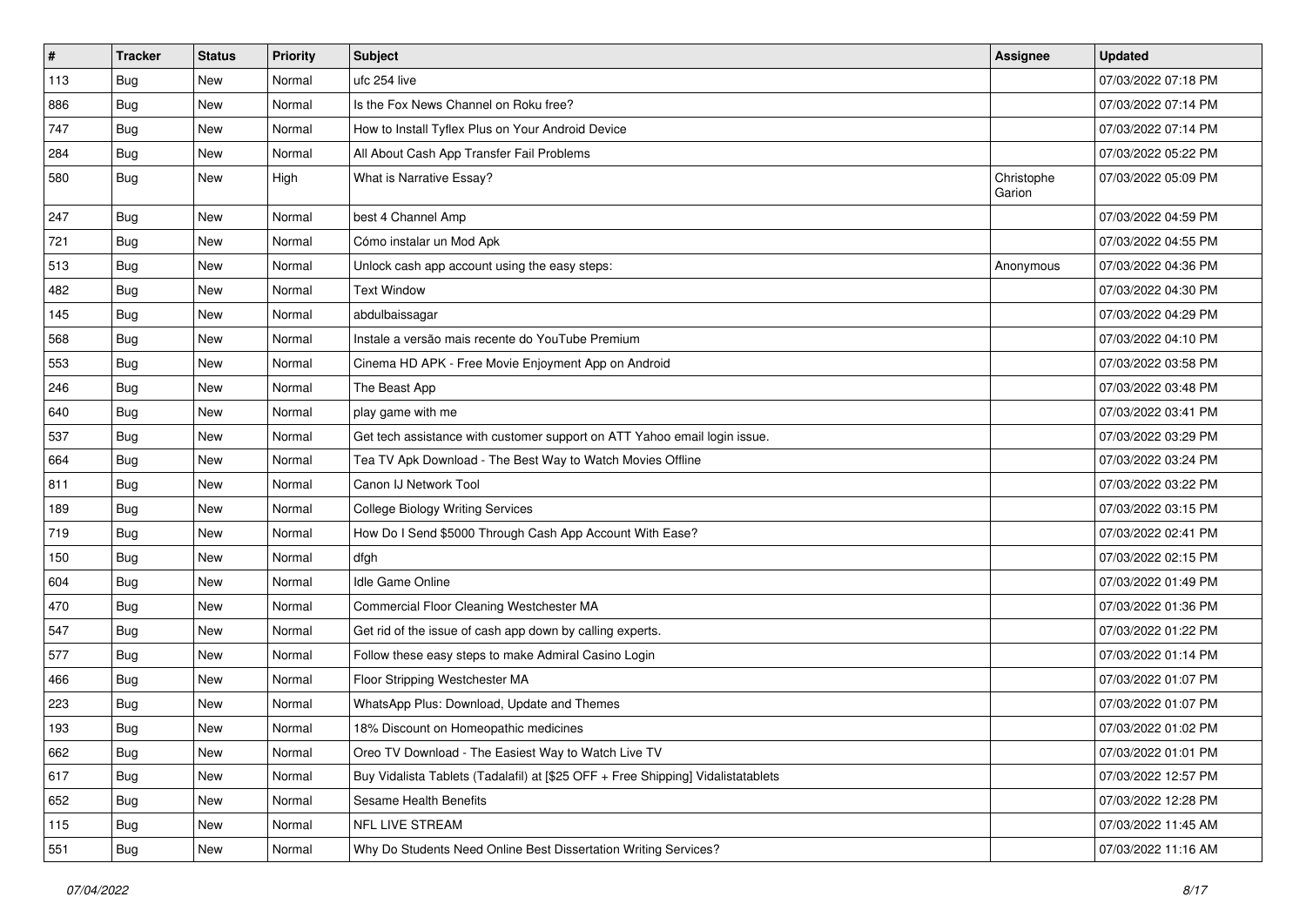| # | Tracker | Status | Priority | Subject | Assignee | Updated |
|---|---|---|---|---|---|---|
| 113 | Bug | New | Normal | ufc 254 live | | 07/03/2022 07:18 PM |
| 886 | Bug | New | Normal | Is the Fox News Channel on Roku free? | | 07/03/2022 07:14 PM |
| 747 | Bug | New | Normal | How to Install Tyflex Plus on Your Android Device | | 07/03/2022 07:14 PM |
| 284 | Bug | New | Normal | All About Cash App Transfer Fail Problems | | 07/03/2022 05:22 PM |
| 580 | Bug | New | High | What is Narrative Essay? | Christophe Garion | 07/03/2022 05:09 PM |
| 247 | Bug | New | Normal | best 4 Channel Amp | | 07/03/2022 04:59 PM |
| 721 | Bug | New | Normal | Cómo instalar un Mod Apk | | 07/03/2022 04:55 PM |
| 513 | Bug | New | Normal | Unlock cash app account using the easy steps: | Anonymous | 07/03/2022 04:36 PM |
| 482 | Bug | New | Normal | Text Window | | 07/03/2022 04:30 PM |
| 145 | Bug | New | Normal | abdulbaissagar | | 07/03/2022 04:29 PM |
| 568 | Bug | New | Normal | Instale a versão mais recente do YouTube Premium | | 07/03/2022 04:10 PM |
| 553 | Bug | New | Normal | Cinema HD APK - Free Movie Enjoyment App on Android | | 07/03/2022 03:58 PM |
| 246 | Bug | New | Normal | The Beast App | | 07/03/2022 03:48 PM |
| 640 | Bug | New | Normal | play game with me | | 07/03/2022 03:41 PM |
| 537 | Bug | New | Normal | Get tech assistance with customer support on ATT Yahoo email login issue. | | 07/03/2022 03:29 PM |
| 664 | Bug | New | Normal | Tea TV Apk Download - The Best Way to Watch Movies Offline | | 07/03/2022 03:24 PM |
| 811 | Bug | New | Normal | Canon IJ Network Tool | | 07/03/2022 03:22 PM |
| 189 | Bug | New | Normal | College Biology Writing Services | | 07/03/2022 03:15 PM |
| 719 | Bug | New | Normal | How Do I Send $5000 Through Cash App Account With Ease? | | 07/03/2022 02:41 PM |
| 150 | Bug | New | Normal | dfgh | | 07/03/2022 02:15 PM |
| 604 | Bug | New | Normal | Idle Game Online | | 07/03/2022 01:49 PM |
| 470 | Bug | New | Normal | Commercial Floor Cleaning Westchester MA | | 07/03/2022 01:36 PM |
| 547 | Bug | New | Normal | Get rid of the issue of cash app down by calling experts. | | 07/03/2022 01:22 PM |
| 577 | Bug | New | Normal | Follow these easy steps to make Admiral Casino Login | | 07/03/2022 01:14 PM |
| 466 | Bug | New | Normal | Floor Stripping Westchester MA | | 07/03/2022 01:07 PM |
| 223 | Bug | New | Normal | WhatsApp Plus: Download, Update and Themes | | 07/03/2022 01:07 PM |
| 193 | Bug | New | Normal | 18% Discount on Homeopathic medicines | | 07/03/2022 01:02 PM |
| 662 | Bug | New | Normal | Oreo TV Download - The Easiest Way to Watch Live TV | | 07/03/2022 01:01 PM |
| 617 | Bug | New | Normal | Buy Vidalista Tablets (Tadalafil) at [$25 OFF + Free Shipping] Vidalistatablets | | 07/03/2022 12:57 PM |
| 652 | Bug | New | Normal | Sesame Health Benefits | | 07/03/2022 12:28 PM |
| 115 | Bug | New | Normal | NFL LIVE STREAM | | 07/03/2022 11:45 AM |
| 551 | Bug | New | Normal | Why Do Students Need Online Best Dissertation Writing Services? | | 07/03/2022 11:16 AM |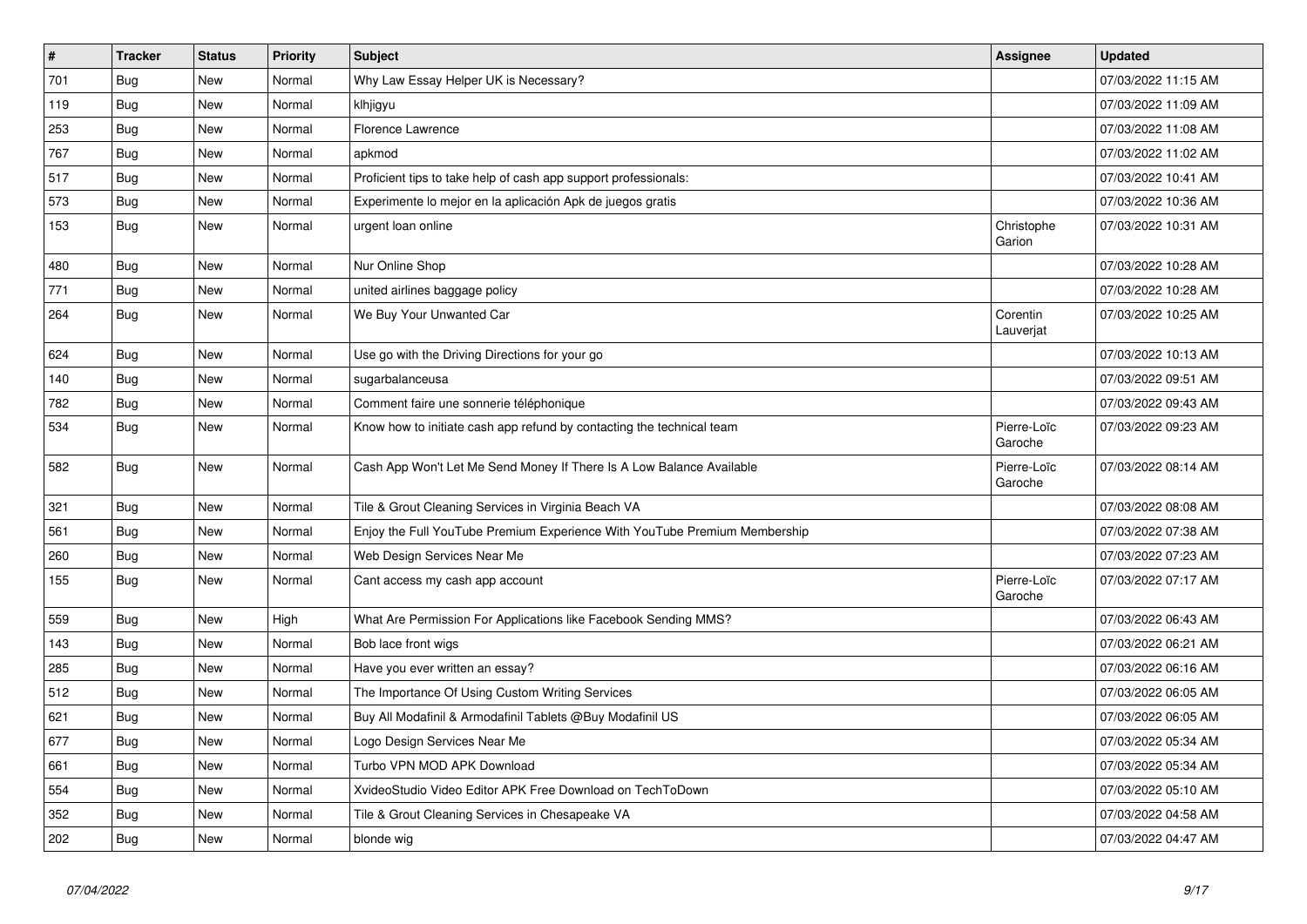| # | Tracker | Status | Priority | Subject | Assignee | Updated |
|---|---|---|---|---|---|---|
| 701 | Bug | New | Normal | Why Law Essay Helper UK is Necessary? | | 07/03/2022 11:15 AM |
| 119 | Bug | New | Normal | klhjigyu | | 07/03/2022 11:09 AM |
| 253 | Bug | New | Normal | Florence Lawrence | | 07/03/2022 11:08 AM |
| 767 | Bug | New | Normal | apkmod | | 07/03/2022 11:02 AM |
| 517 | Bug | New | Normal | Proficient tips to take help of cash app support professionals: | | 07/03/2022 10:41 AM |
| 573 | Bug | New | Normal | Experimente lo mejor en la aplicación Apk de juegos gratis | | 07/03/2022 10:36 AM |
| 153 | Bug | New | Normal | urgent loan online | Christophe Garion | 07/03/2022 10:31 AM |
| 480 | Bug | New | Normal | Nur Online Shop | | 07/03/2022 10:28 AM |
| 771 | Bug | New | Normal | united airlines baggage policy | | 07/03/2022 10:28 AM |
| 264 | Bug | New | Normal | We Buy Your Unwanted Car | Corentin Lauverjat | 07/03/2022 10:25 AM |
| 624 | Bug | New | Normal | Use go with the Driving Directions for your go | | 07/03/2022 10:13 AM |
| 140 | Bug | New | Normal | sugarbalanceusa | | 07/03/2022 09:51 AM |
| 782 | Bug | New | Normal | Comment faire une sonnerie téléphonique | | 07/03/2022 09:43 AM |
| 534 | Bug | New | Normal | Know how to initiate cash app refund by contacting the technical team | Pierre-Loïc Garoche | 07/03/2022 09:23 AM |
| 582 | Bug | New | Normal | Cash App Won't Let Me Send Money If There Is A Low Balance Available | Pierre-Loïc Garoche | 07/03/2022 08:14 AM |
| 321 | Bug | New | Normal | Tile & Grout Cleaning Services in Virginia Beach VA | | 07/03/2022 08:08 AM |
| 561 | Bug | New | Normal | Enjoy the Full YouTube Premium Experience With YouTube Premium Membership | | 07/03/2022 07:38 AM |
| 260 | Bug | New | Normal | Web Design Services Near Me | | 07/03/2022 07:23 AM |
| 155 | Bug | New | Normal | Cant access my cash app account | Pierre-Loïc Garoche | 07/03/2022 07:17 AM |
| 559 | Bug | New | High | What Are Permission For Applications like Facebook Sending MMS? | | 07/03/2022 06:43 AM |
| 143 | Bug | New | Normal | Bob lace front wigs | | 07/03/2022 06:21 AM |
| 285 | Bug | New | Normal | Have you ever written an essay? | | 07/03/2022 06:16 AM |
| 512 | Bug | New | Normal | The Importance Of Using Custom Writing Services | | 07/03/2022 06:05 AM |
| 621 | Bug | New | Normal | Buy All Modafinil & Armodafinil Tablets @Buy Modafinil US | | 07/03/2022 06:05 AM |
| 677 | Bug | New | Normal | Logo Design Services Near Me | | 07/03/2022 05:34 AM |
| 661 | Bug | New | Normal | Turbo VPN MOD APK Download | | 07/03/2022 05:34 AM |
| 554 | Bug | New | Normal | XvideoStudio Video Editor APK Free Download on TechToDown | | 07/03/2022 05:10 AM |
| 352 | Bug | New | Normal | Tile & Grout Cleaning Services in Chesapeake VA | | 07/03/2022 04:58 AM |
| 202 | Bug | New | Normal | blonde wig | | 07/03/2022 04:47 AM |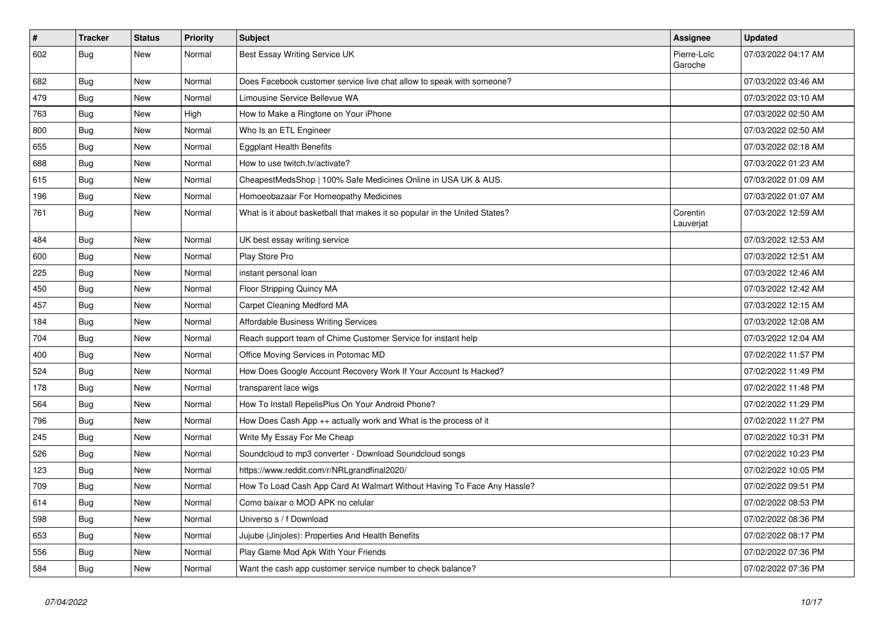| # | Tracker | Status | Priority | Subject | Assignee | Updated |
|---|---|---|---|---|---|---|
| 602 | Bug | New | Normal | Best Essay Writing Service UK | Pierre-Loïc Garoche | 07/03/2022 04:17 AM |
| 682 | Bug | New | Normal | Does Facebook customer service live chat allow to speak with someone? | | 07/03/2022 03:46 AM |
| 479 | Bug | New | Normal | Limousine Service Bellevue WA | | 07/03/2022 03:10 AM |
| 763 | Bug | New | High | How to Make a Ringtone on Your iPhone | | 07/03/2022 02:50 AM |
| 800 | Bug | New | Normal | Who Is an ETL Engineer | | 07/03/2022 02:50 AM |
| 655 | Bug | New | Normal | Eggplant Health Benefits | | 07/03/2022 02:18 AM |
| 688 | Bug | New | Normal | How to use twitch.tv/activate? | | 07/03/2022 01:23 AM |
| 615 | Bug | New | Normal | CheapestMedsShop \| 100% Safe Medicines Online in USA UK & AUS. | | 07/03/2022 01:09 AM |
| 196 | Bug | New | Normal | Homoeobazaar For Homeopathy Medicines | | 07/03/2022 01:07 AM |
| 761 | Bug | New | Normal | What is it about basketball that makes it so popular in the United States? | Corentin Lauverjat | 07/03/2022 12:59 AM |
| 484 | Bug | New | Normal | UK best essay writing service | | 07/03/2022 12:53 AM |
| 600 | Bug | New | Normal | Play Store Pro | | 07/03/2022 12:51 AM |
| 225 | Bug | New | Normal | instant personal loan | | 07/03/2022 12:46 AM |
| 450 | Bug | New | Normal | Floor Stripping Quincy MA | | 07/03/2022 12:42 AM |
| 457 | Bug | New | Normal | Carpet Cleaning Medford MA | | 07/03/2022 12:15 AM |
| 184 | Bug | New | Normal | Affordable Business Writing Services | | 07/03/2022 12:08 AM |
| 704 | Bug | New | Normal | Reach support team of Chime Customer Service for instant help | | 07/03/2022 12:04 AM |
| 400 | Bug | New | Normal | Office Moving Services in Potomac MD | | 07/02/2022 11:57 PM |
| 524 | Bug | New | Normal | How Does Google Account Recovery Work If Your Account Is Hacked? | | 07/02/2022 11:49 PM |
| 178 | Bug | New | Normal | transparent lace wigs | | 07/02/2022 11:48 PM |
| 564 | Bug | New | Normal | How To Install RepelisPlus On Your Android Phone? | | 07/02/2022 11:29 PM |
| 796 | Bug | New | Normal | How Does Cash App ++ actually work and What is the process of it | | 07/02/2022 11:27 PM |
| 245 | Bug | New | Normal | Write My Essay For Me Cheap | | 07/02/2022 10:31 PM |
| 526 | Bug | New | Normal | Soundcloud to mp3 converter - Download Soundcloud songs | | 07/02/2022 10:23 PM |
| 123 | Bug | New | Normal | https://www.reddit.com/r/NRLgrandfinal2020/ | | 07/02/2022 10:05 PM |
| 709 | Bug | New | Normal | How To Load Cash App Card At Walmart Without Having To Face Any Hassle? | | 07/02/2022 09:51 PM |
| 614 | Bug | New | Normal | Como baixar o MOD APK no celular | | 07/02/2022 08:53 PM |
| 598 | Bug | New | Normal | Universo s / f Download | | 07/02/2022 08:36 PM |
| 653 | Bug | New | Normal | Jujube (Jinjoles): Properties And Health Benefits | | 07/02/2022 08:17 PM |
| 556 | Bug | New | Normal | Play Game Mod Apk With Your Friends | | 07/02/2022 07:36 PM |
| 584 | Bug | New | Normal | Want the cash app customer service number to check balance? | | 07/02/2022 07:36 PM |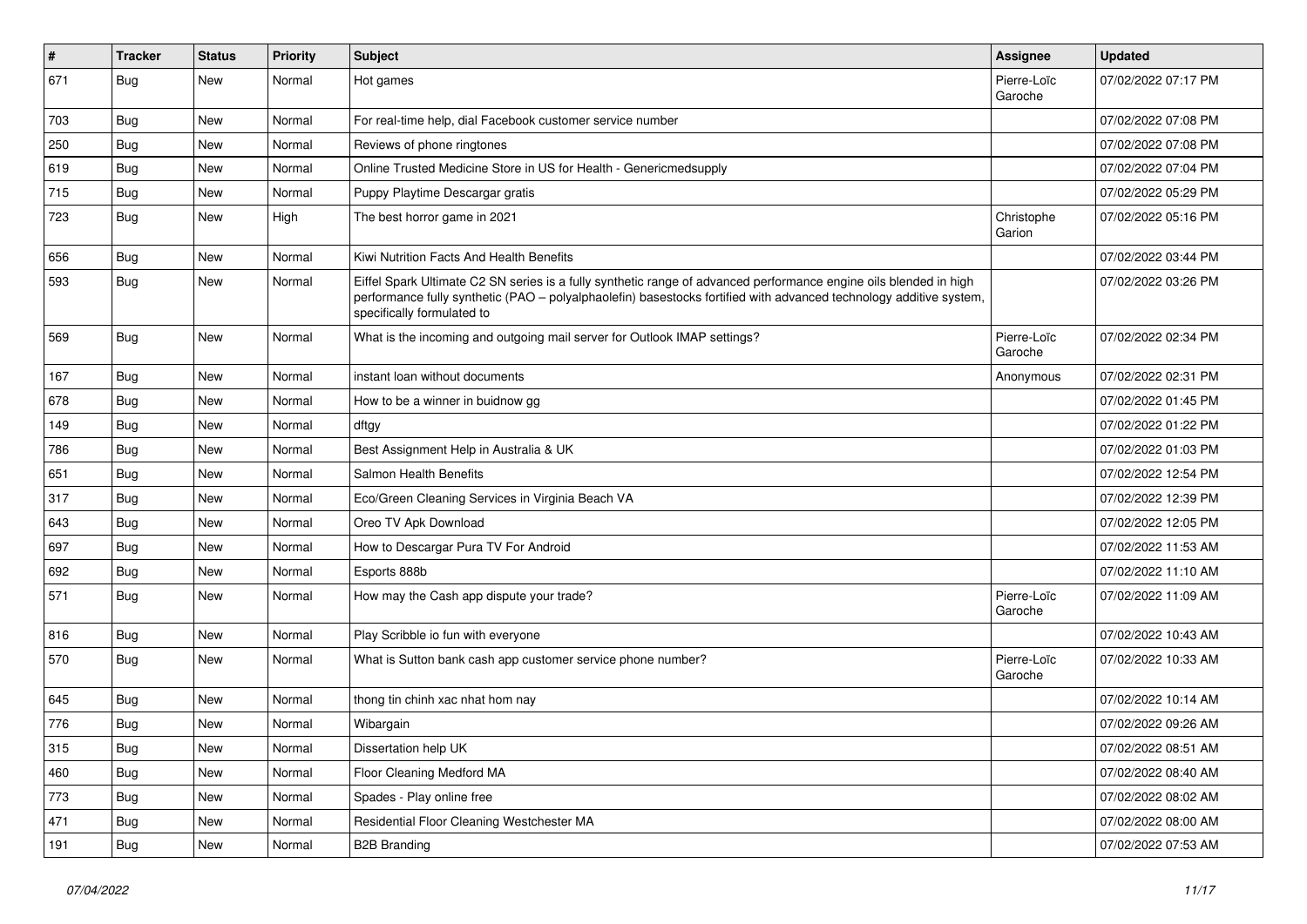| # | Tracker | Status | Priority | Subject | Assignee | Updated |
|---|---|---|---|---|---|---|
| 671 | Bug | New | Normal | Hot games | Pierre-Loïc Garoche | 07/02/2022 07:17 PM |
| 703 | Bug | New | Normal | For real-time help, dial Facebook customer service number | | 07/02/2022 07:08 PM |
| 250 | Bug | New | Normal | Reviews of phone ringtones | | 07/02/2022 07:08 PM |
| 619 | Bug | New | Normal | Online Trusted Medicine Store in US for Health - Genericmedsupply | | 07/02/2022 07:04 PM |
| 715 | Bug | New | Normal | Puppy Playtime Descargar gratis | | 07/02/2022 05:29 PM |
| 723 | Bug | New | High | The best horror game in 2021 | Christophe Garion | 07/02/2022 05:16 PM |
| 656 | Bug | New | Normal | Kiwi Nutrition Facts And Health Benefits | | 07/02/2022 03:44 PM |
| 593 | Bug | New | Normal | Eiffel Spark Ultimate C2 SN series is a fully synthetic range of advanced performance engine oils blended in high performance fully synthetic (PAO – polyalphaolefin) basestocks fortified with advanced technology additive system, specifically formulated to | | 07/02/2022 03:26 PM |
| 569 | Bug | New | Normal | What is the incoming and outgoing mail server for Outlook IMAP settings? | Pierre-Loïc Garoche | 07/02/2022 02:34 PM |
| 167 | Bug | New | Normal | instant loan without documents | Anonymous | 07/02/2022 02:31 PM |
| 678 | Bug | New | Normal | How to be a winner in buidnow gg | | 07/02/2022 01:45 PM |
| 149 | Bug | New | Normal | dftgy | | 07/02/2022 01:22 PM |
| 786 | Bug | New | Normal | Best Assignment Help in Australia & UK | | 07/02/2022 01:03 PM |
| 651 | Bug | New | Normal | Salmon Health Benefits | | 07/02/2022 12:54 PM |
| 317 | Bug | New | Normal | Eco/Green Cleaning Services in Virginia Beach VA | | 07/02/2022 12:39 PM |
| 643 | Bug | New | Normal | Oreo TV Apk Download | | 07/02/2022 12:05 PM |
| 697 | Bug | New | Normal | How to Descargar Pura TV For Android | | 07/02/2022 11:53 AM |
| 692 | Bug | New | Normal | Esports 888b | | 07/02/2022 11:10 AM |
| 571 | Bug | New | Normal | How may the Cash app dispute your trade? | Pierre-Loïc Garoche | 07/02/2022 11:09 AM |
| 816 | Bug | New | Normal | Play Scribble io fun with everyone | | 07/02/2022 10:43 AM |
| 570 | Bug | New | Normal | What is Sutton bank cash app customer service phone number? | Pierre-Loïc Garoche | 07/02/2022 10:33 AM |
| 645 | Bug | New | Normal | thong tin chinh xac nhat hom nay | | 07/02/2022 10:14 AM |
| 776 | Bug | New | Normal | Wibargain | | 07/02/2022 09:26 AM |
| 315 | Bug | New | Normal | Dissertation help UK | | 07/02/2022 08:51 AM |
| 460 | Bug | New | Normal | Floor Cleaning Medford MA | | 07/02/2022 08:40 AM |
| 773 | Bug | New | Normal | Spades - Play online free | | 07/02/2022 08:02 AM |
| 471 | Bug | New | Normal | Residential Floor Cleaning Westchester MA | | 07/02/2022 08:00 AM |
| 191 | Bug | New | Normal | B2B Branding | | 07/02/2022 07:53 AM |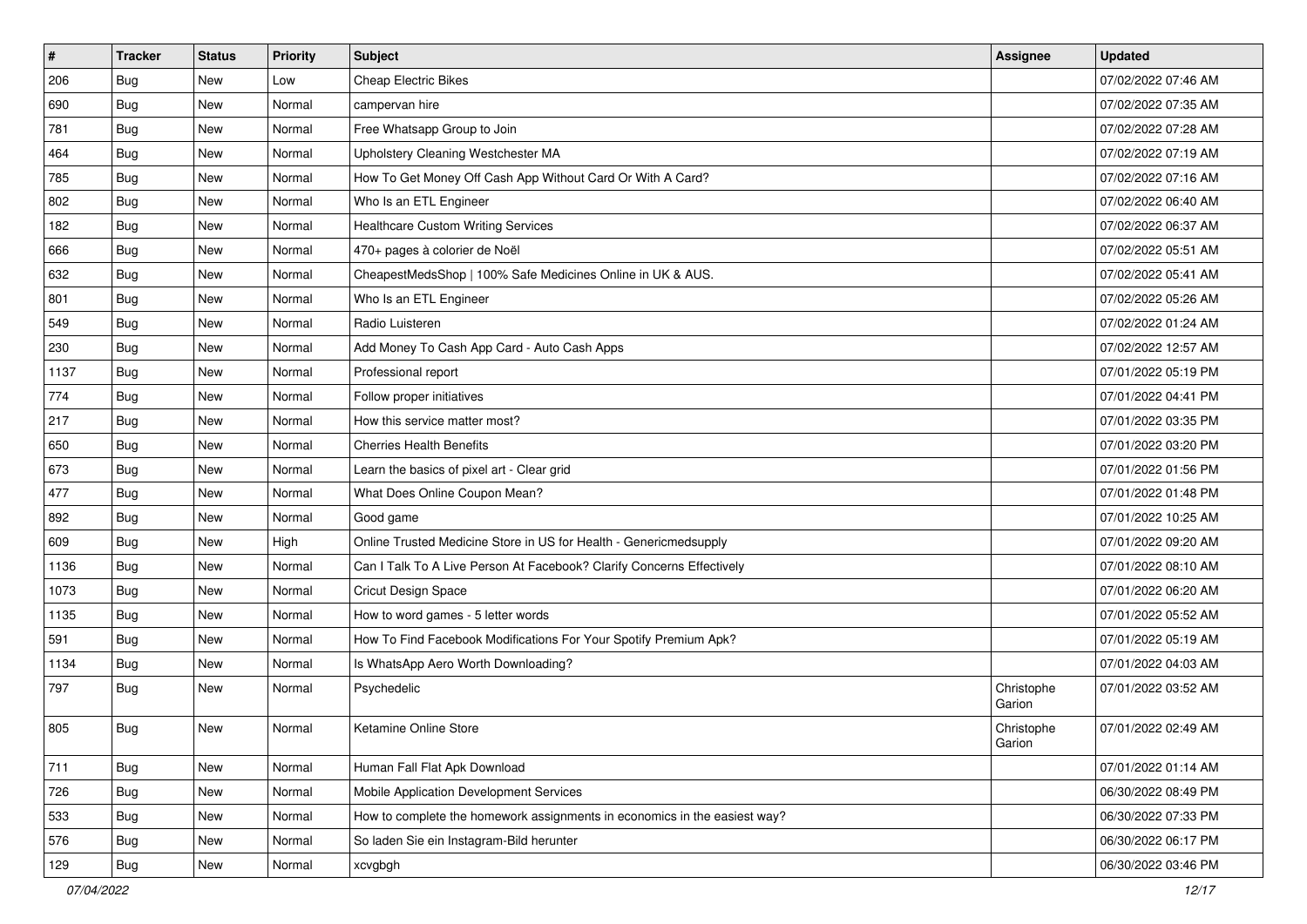| # | Tracker | Status | Priority | Subject | Assignee | Updated |
|---|---|---|---|---|---|---|
| 206 | Bug | New | Low | Cheap Electric Bikes | | 07/02/2022 07:46 AM |
| 690 | Bug | New | Normal | campervan hire | | 07/02/2022 07:35 AM |
| 781 | Bug | New | Normal | Free Whatsapp Group to Join | | 07/02/2022 07:28 AM |
| 464 | Bug | New | Normal | Upholstery Cleaning Westchester MA | | 07/02/2022 07:19 AM |
| 785 | Bug | New | Normal | How To Get Money Off Cash App Without Card Or With A Card? | | 07/02/2022 07:16 AM |
| 802 | Bug | New | Normal | Who Is an ETL Engineer | | 07/02/2022 06:40 AM |
| 182 | Bug | New | Normal | Healthcare Custom Writing Services | | 07/02/2022 06:37 AM |
| 666 | Bug | New | Normal | 470+ pages à colorier de Noël | | 07/02/2022 05:51 AM |
| 632 | Bug | New | Normal | CheapestMedsShop | 100% Safe Medicines Online in UK & AUS. | | 07/02/2022 05:41 AM |
| 801 | Bug | New | Normal | Who Is an ETL Engineer | | 07/02/2022 05:26 AM |
| 549 | Bug | New | Normal | Radio Luisteren | | 07/02/2022 01:24 AM |
| 230 | Bug | New | Normal | Add Money To Cash App Card - Auto Cash Apps | | 07/02/2022 12:57 AM |
| 1137 | Bug | New | Normal | Professional report | | 07/01/2022 05:19 PM |
| 774 | Bug | New | Normal | Follow proper initiatives | | 07/01/2022 04:41 PM |
| 217 | Bug | New | Normal | How this service matter most? | | 07/01/2022 03:35 PM |
| 650 | Bug | New | Normal | Cherries Health Benefits | | 07/01/2022 03:20 PM |
| 673 | Bug | New | Normal | Learn the basics of pixel art - Clear grid | | 07/01/2022 01:56 PM |
| 477 | Bug | New | Normal | What Does Online Coupon Mean? | | 07/01/2022 01:48 PM |
| 892 | Bug | New | Normal | Good game | | 07/01/2022 10:25 AM |
| 609 | Bug | New | High | Online Trusted Medicine Store in US for Health - Genericmedsupply | | 07/01/2022 09:20 AM |
| 1136 | Bug | New | Normal | Can I Talk To A Live Person At Facebook? Clarify Concerns Effectively | | 07/01/2022 08:10 AM |
| 1073 | Bug | New | Normal | Cricut Design Space | | 07/01/2022 06:20 AM |
| 1135 | Bug | New | Normal | How to word games - 5 letter words | | 07/01/2022 05:52 AM |
| 591 | Bug | New | Normal | How To Find Facebook Modifications For Your Spotify Premium Apk? | | 07/01/2022 05:19 AM |
| 1134 | Bug | New | Normal | Is WhatsApp Aero Worth Downloading? | | 07/01/2022 04:03 AM |
| 797 | Bug | New | Normal | Psychedelic | Christophe Garion | 07/01/2022 03:52 AM |
| 805 | Bug | New | Normal | Ketamine Online Store | Christophe Garion | 07/01/2022 02:49 AM |
| 711 | Bug | New | Normal | Human Fall Flat Apk Download | | 07/01/2022 01:14 AM |
| 726 | Bug | New | Normal | Mobile Application Development Services | | 06/30/2022 08:49 PM |
| 533 | Bug | New | Normal | How to complete the homework assignments in economics in the easiest way? | | 06/30/2022 07:33 PM |
| 576 | Bug | New | Normal | So laden Sie ein Instagram-Bild herunter | | 06/30/2022 06:17 PM |
| 129 | Bug | New | Normal | xcvgbgh | | 06/30/2022 03:46 PM |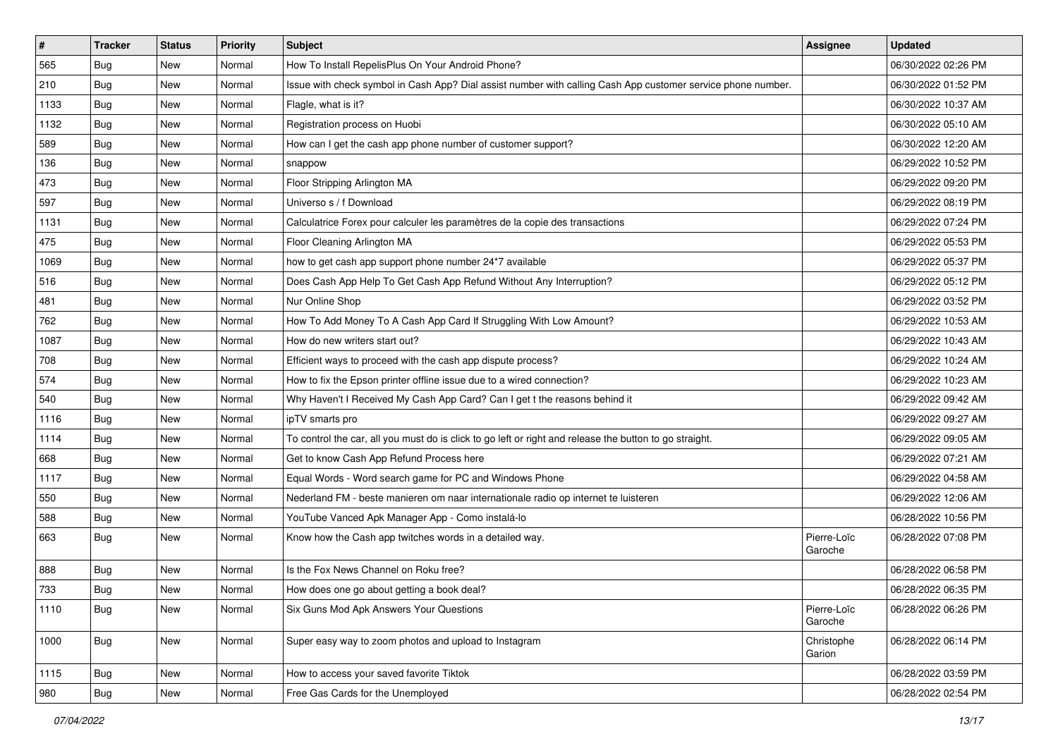| # | Tracker | Status | Priority | Subject | Assignee | Updated |
|---|---|---|---|---|---|---|
| 565 | Bug | New | Normal | How To Install RepelisPlus On Your Android Phone? | | 06/30/2022 02:26 PM |
| 210 | Bug | New | Normal | Issue with check symbol in Cash App? Dial assist number with calling Cash App customer service phone number. | | 06/30/2022 01:52 PM |
| 1133 | Bug | New | Normal | Flagle, what is it? | | 06/30/2022 10:37 AM |
| 1132 | Bug | New | Normal | Registration process on Huobi | | 06/30/2022 05:10 AM |
| 589 | Bug | New | Normal | How can I get the cash app phone number of customer support? | | 06/30/2022 12:20 AM |
| 136 | Bug | New | Normal | snappow | | 06/29/2022 10:52 PM |
| 473 | Bug | New | Normal | Floor Stripping Arlington MA | | 06/29/2022 09:20 PM |
| 597 | Bug | New | Normal | Universo s / f Download | | 06/29/2022 08:19 PM |
| 1131 | Bug | New | Normal | Calculatrice Forex pour calculer les paramètres de la copie des transactions | | 06/29/2022 07:24 PM |
| 475 | Bug | New | Normal | Floor Cleaning Arlington MA | | 06/29/2022 05:53 PM |
| 1069 | Bug | New | Normal | how to get cash app support phone number 24*7 available | | 06/29/2022 05:37 PM |
| 516 | Bug | New | Normal | Does Cash App Help To Get Cash App Refund Without Any Interruption? | | 06/29/2022 05:12 PM |
| 481 | Bug | New | Normal | Nur Online Shop | | 06/29/2022 03:52 PM |
| 762 | Bug | New | Normal | How To Add Money To A Cash App Card If Struggling With Low Amount? | | 06/29/2022 10:53 AM |
| 1087 | Bug | New | Normal | How do new writers start out? | | 06/29/2022 10:43 AM |
| 708 | Bug | New | Normal | Efficient ways to proceed with the cash app dispute process? | | 06/29/2022 10:24 AM |
| 574 | Bug | New | Normal | How to fix the Epson printer offline issue due to a wired connection? | | 06/29/2022 10:23 AM |
| 540 | Bug | New | Normal | Why Haven't I Received My Cash App Card? Can I get t the reasons behind it | | 06/29/2022 09:42 AM |
| 1116 | Bug | New | Normal | ipTV smarts pro | | 06/29/2022 09:27 AM |
| 1114 | Bug | New | Normal | To control the car, all you must do is click to go left or right and release the button to go straight. | | 06/29/2022 09:05 AM |
| 668 | Bug | New | Normal | Get to know Cash App Refund Process here | | 06/29/2022 07:21 AM |
| 1117 | Bug | New | Normal | Equal Words - Word search game for PC and Windows Phone | | 06/29/2022 04:58 AM |
| 550 | Bug | New | Normal | Nederland FM - beste manieren om naar internationale radio op internet te luisteren | | 06/29/2022 12:06 AM |
| 588 | Bug | New | Normal | YouTube Vanced Apk Manager App - Como instalá-lo | | 06/28/2022 10:56 PM |
| 663 | Bug | New | Normal | Know how the Cash app twitches words in a detailed way. | Pierre-Loïc Garoche | 06/28/2022 07:08 PM |
| 888 | Bug | New | Normal | Is the Fox News Channel on Roku free? | | 06/28/2022 06:58 PM |
| 733 | Bug | New | Normal | How does one go about getting a book deal? | | 06/28/2022 06:35 PM |
| 1110 | Bug | New | Normal | Six Guns Mod Apk Answers Your Questions | Pierre-Loïc Garoche | 06/28/2022 06:26 PM |
| 1000 | Bug | New | Normal | Super easy way to zoom photos and upload to Instagram | Christophe Garion | 06/28/2022 06:14 PM |
| 1115 | Bug | New | Normal | How to access your saved favorite Tiktok | | 06/28/2022 03:59 PM |
| 980 | Bug | New | Normal | Free Gas Cards for the Unemployed | | 06/28/2022 02:54 PM |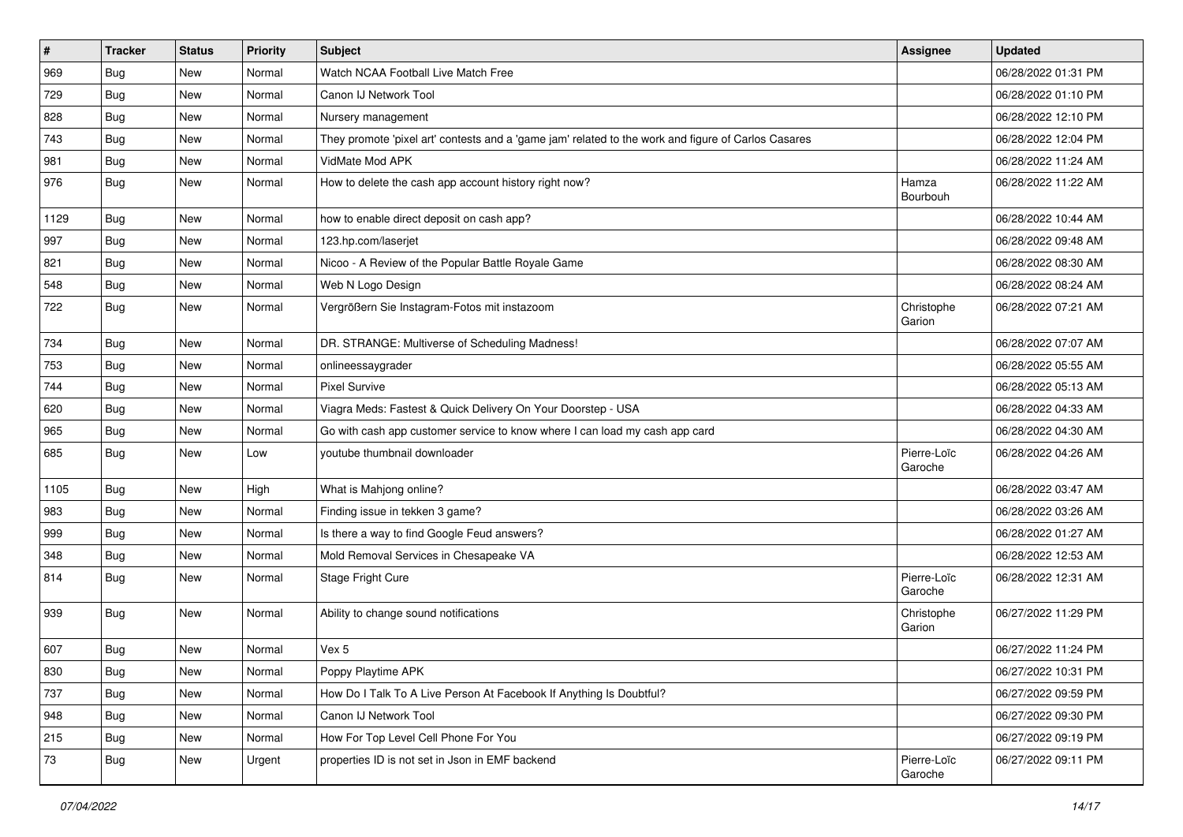| # | Tracker | Status | Priority | Subject | Assignee | Updated |
|---|---|---|---|---|---|---|
| 969 | Bug | New | Normal | Watch NCAA Football Live Match Free | | 06/28/2022 01:31 PM |
| 729 | Bug | New | Normal | Canon IJ Network Tool | | 06/28/2022 01:10 PM |
| 828 | Bug | New | Normal | Nursery management | | 06/28/2022 12:10 PM |
| 743 | Bug | New | Normal | They promote 'pixel art' contests and a 'game jam' related to the work and figure of Carlos Casares | | 06/28/2022 12:04 PM |
| 981 | Bug | New | Normal | VidMate Mod APK | | 06/28/2022 11:24 AM |
| 976 | Bug | New | Normal | How to delete the cash app account history right now? | Hamza Bourbouh | 06/28/2022 11:22 AM |
| 1129 | Bug | New | Normal | how to enable direct deposit on cash app? | | 06/28/2022 10:44 AM |
| 997 | Bug | New | Normal | 123.hp.com/laserjet | | 06/28/2022 09:48 AM |
| 821 | Bug | New | Normal | Nicoo - A Review of the Popular Battle Royale Game | | 06/28/2022 08:30 AM |
| 548 | Bug | New | Normal | Web N Logo Design | | 06/28/2022 08:24 AM |
| 722 | Bug | New | Normal | Vergrößern Sie Instagram-Fotos mit instazoom | Christophe Garion | 06/28/2022 07:21 AM |
| 734 | Bug | New | Normal | DR. STRANGE: Multiverse of Scheduling Madness! | | 06/28/2022 07:07 AM |
| 753 | Bug | New | Normal | onlineessaygrader | | 06/28/2022 05:55 AM |
| 744 | Bug | New | Normal | Pixel Survive | | 06/28/2022 05:13 AM |
| 620 | Bug | New | Normal | Viagra Meds: Fastest & Quick Delivery On Your Doorstep - USA | | 06/28/2022 04:33 AM |
| 965 | Bug | New | Normal | Go with cash app customer service to know where I can load my cash app card | | 06/28/2022 04:30 AM |
| 685 | Bug | New | Low | youtube thumbnail downloader | Pierre-Loïc Garoche | 06/28/2022 04:26 AM |
| 1105 | Bug | New | High | What is Mahjong online? | | 06/28/2022 03:47 AM |
| 983 | Bug | New | Normal | Finding issue in tekken 3 game? | | 06/28/2022 03:26 AM |
| 999 | Bug | New | Normal | Is there a way to find Google Feud answers? | | 06/28/2022 01:27 AM |
| 348 | Bug | New | Normal | Mold Removal Services in Chesapeake VA | | 06/28/2022 12:53 AM |
| 814 | Bug | New | Normal | Stage Fright Cure | Pierre-Loïc Garoche | 06/28/2022 12:31 AM |
| 939 | Bug | New | Normal | Ability to change sound notifications | Christophe Garion | 06/27/2022 11:29 PM |
| 607 | Bug | New | Normal | Vex 5 | | 06/27/2022 11:24 PM |
| 830 | Bug | New | Normal | Poppy Playtime APK | | 06/27/2022 10:31 PM |
| 737 | Bug | New | Normal | How Do I Talk To A Live Person At Facebook If Anything Is Doubtful? | | 06/27/2022 09:59 PM |
| 948 | Bug | New | Normal | Canon IJ Network Tool | | 06/27/2022 09:30 PM |
| 215 | Bug | New | Normal | How For Top Level Cell Phone For You | | 06/27/2022 09:19 PM |
| 73 | Bug | New | Urgent | properties ID is not set in Json in EMF backend | Pierre-Loïc Garoche | 06/27/2022 09:11 PM |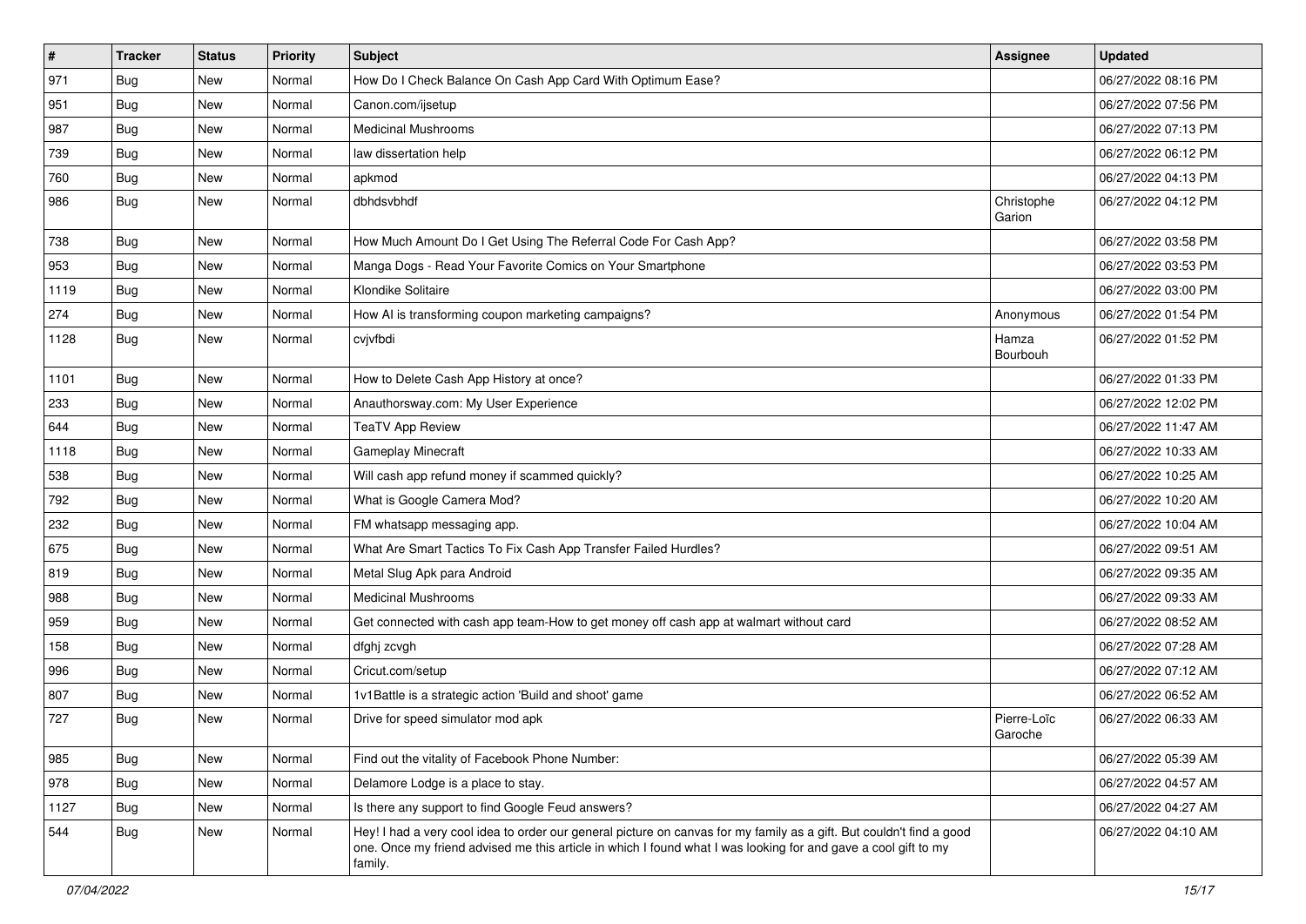| # | Tracker | Status | Priority | Subject | Assignee | Updated |
|---|---|---|---|---|---|---|
| 971 | Bug | New | Normal | How Do I Check Balance On Cash App Card With Optimum Ease? | | 06/27/2022 08:16 PM |
| 951 | Bug | New | Normal | Canon.com/ijsetup | | 06/27/2022 07:56 PM |
| 987 | Bug | New | Normal | Medicinal Mushrooms | | 06/27/2022 07:13 PM |
| 739 | Bug | New | Normal | law dissertation help | | 06/27/2022 06:12 PM |
| 760 | Bug | New | Normal | apkmod | | 06/27/2022 04:13 PM |
| 986 | Bug | New | Normal | dbhdsvbhdf | Christophe Garion | 06/27/2022 04:12 PM |
| 738 | Bug | New | Normal | How Much Amount Do I Get Using The Referral Code For Cash App? | | 06/27/2022 03:58 PM |
| 953 | Bug | New | Normal | Manga Dogs - Read Your Favorite Comics on Your Smartphone | | 06/27/2022 03:53 PM |
| 1119 | Bug | New | Normal | Klondike Solitaire | | 06/27/2022 03:00 PM |
| 274 | Bug | New | Normal | How AI is transforming coupon marketing campaigns? | Anonymous | 06/27/2022 01:54 PM |
| 1128 | Bug | New | Normal | cvjvfbdi | Hamza Bourbouh | 06/27/2022 01:52 PM |
| 1101 | Bug | New | Normal | How to Delete Cash App History at once? | | 06/27/2022 01:33 PM |
| 233 | Bug | New | Normal | Anauthorsway.com: My User Experience | | 06/27/2022 12:02 PM |
| 644 | Bug | New | Normal | TeaTV App Review | | 06/27/2022 11:47 AM |
| 1118 | Bug | New | Normal | Gameplay Minecraft | | 06/27/2022 10:33 AM |
| 538 | Bug | New | Normal | Will cash app refund money if scammed quickly? | | 06/27/2022 10:25 AM |
| 792 | Bug | New | Normal | What is Google Camera Mod? | | 06/27/2022 10:20 AM |
| 232 | Bug | New | Normal | FM whatsapp messaging app. | | 06/27/2022 10:04 AM |
| 675 | Bug | New | Normal | What Are Smart Tactics To Fix Cash App Transfer Failed Hurdles? | | 06/27/2022 09:51 AM |
| 819 | Bug | New | Normal | Metal Slug Apk para Android | | 06/27/2022 09:35 AM |
| 988 | Bug | New | Normal | Medicinal Mushrooms | | 06/27/2022 09:33 AM |
| 959 | Bug | New | Normal | Get connected with cash app team-How to get money off cash app at walmart without card | | 06/27/2022 08:52 AM |
| 158 | Bug | New | Normal | dfghj zcvgh | | 06/27/2022 07:28 AM |
| 996 | Bug | New | Normal | Cricut.com/setup | | 06/27/2022 07:12 AM |
| 807 | Bug | New | Normal | 1v1Battle is a strategic action 'Build and shoot' game | | 06/27/2022 06:52 AM |
| 727 | Bug | New | Normal | Drive for speed simulator mod apk | Pierre-Loïc Garoche | 06/27/2022 06:33 AM |
| 985 | Bug | New | Normal | Find out the vitality of Facebook Phone Number: | | 06/27/2022 05:39 AM |
| 978 | Bug | New | Normal | Delamore Lodge is a place to stay. | | 06/27/2022 04:57 AM |
| 1127 | Bug | New | Normal | Is there any support to find Google Feud answers? | | 06/27/2022 04:27 AM |
| 544 | Bug | New | Normal | Hey! I had a very cool idea to order our general picture on canvas for my family as a gift. But couldn't find a good one. Once my friend advised me this article in which I found what I was looking for and gave a cool gift to my family. | | 06/27/2022 04:10 AM |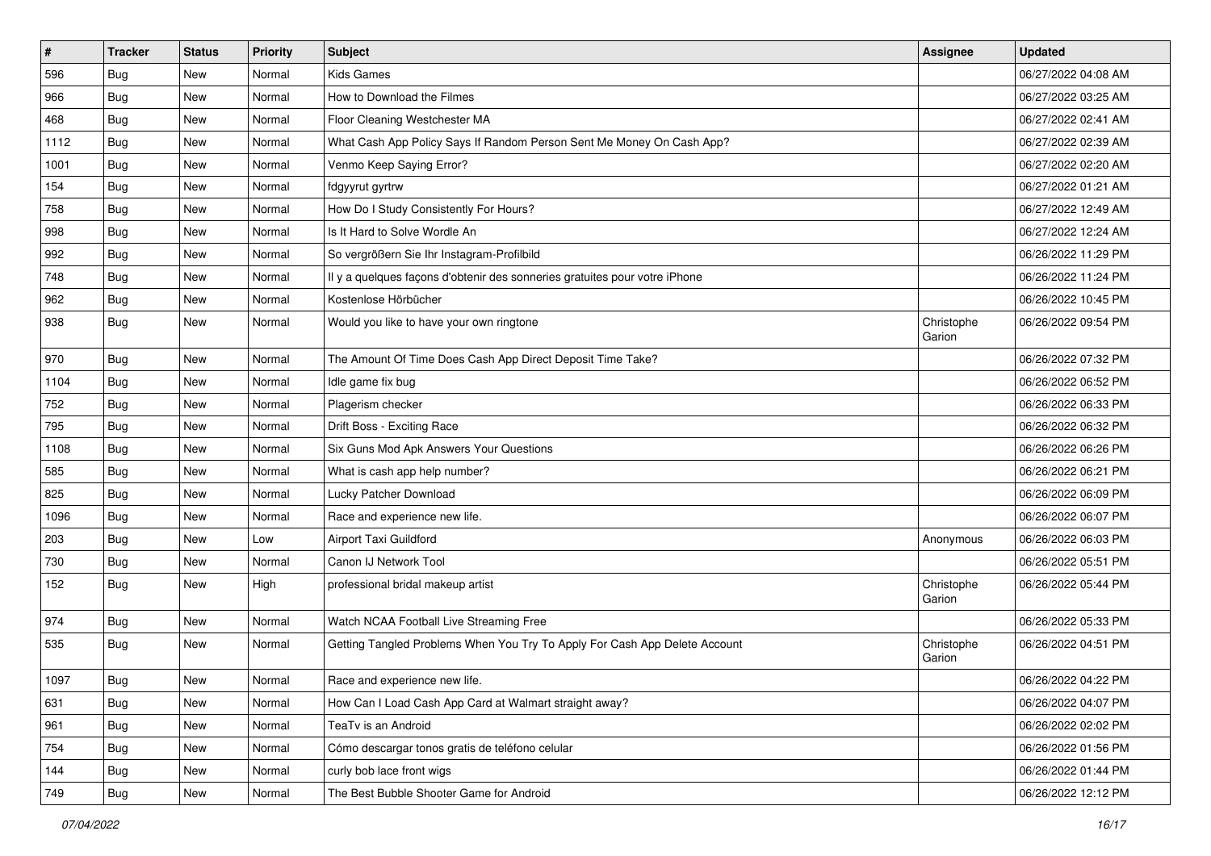| # | Tracker | Status | Priority | Subject | Assignee | Updated |
|---|---|---|---|---|---|---|
| 596 | Bug | New | Normal | Kids Games | | 06/27/2022 04:08 AM |
| 966 | Bug | New | Normal | How to Download the Filmes | | 06/27/2022 03:25 AM |
| 468 | Bug | New | Normal | Floor Cleaning Westchester MA | | 06/27/2022 02:41 AM |
| 1112 | Bug | New | Normal | What Cash App Policy Says If Random Person Sent Me Money On Cash App? | | 06/27/2022 02:39 AM |
| 1001 | Bug | New | Normal | Venmo Keep Saying Error? | | 06/27/2022 02:20 AM |
| 154 | Bug | New | Normal | fdgyyrut gyrtrw | | 06/27/2022 01:21 AM |
| 758 | Bug | New | Normal | How Do I Study Consistently For Hours? | | 06/27/2022 12:49 AM |
| 998 | Bug | New | Normal | Is It Hard to Solve Wordle An | | 06/27/2022 12:24 AM |
| 992 | Bug | New | Normal | So vergrößern Sie Ihr Instagram-Profilbild | | 06/26/2022 11:29 PM |
| 748 | Bug | New | Normal | Il y a quelques façons d'obtenir des sonneries gratuites pour votre iPhone | | 06/26/2022 11:24 PM |
| 962 | Bug | New | Normal | Kostenlose Hörbücher | | 06/26/2022 10:45 PM |
| 938 | Bug | New | Normal | Would you like to have your own ringtone | Christophe Garion | 06/26/2022 09:54 PM |
| 970 | Bug | New | Normal | The Amount Of Time Does Cash App Direct Deposit Time Take? | | 06/26/2022 07:32 PM |
| 1104 | Bug | New | Normal | Idle game fix bug | | 06/26/2022 06:52 PM |
| 752 | Bug | New | Normal | Plagerism checker | | 06/26/2022 06:33 PM |
| 795 | Bug | New | Normal | Drift Boss - Exciting Race | | 06/26/2022 06:32 PM |
| 1108 | Bug | New | Normal | Six Guns Mod Apk Answers Your Questions | | 06/26/2022 06:26 PM |
| 585 | Bug | New | Normal | What is cash app help number? | | 06/26/2022 06:21 PM |
| 825 | Bug | New | Normal | Lucky Patcher Download | | 06/26/2022 06:09 PM |
| 1096 | Bug | New | Normal | Race and experience new life. | | 06/26/2022 06:07 PM |
| 203 | Bug | New | Low | Airport Taxi Guildford | Anonymous | 06/26/2022 06:03 PM |
| 730 | Bug | New | Normal | Canon IJ Network Tool | | 06/26/2022 05:51 PM |
| 152 | Bug | New | High | professional bridal makeup artist | Christophe Garion | 06/26/2022 05:44 PM |
| 974 | Bug | New | Normal | Watch NCAA Football Live Streaming Free | | 06/26/2022 05:33 PM |
| 535 | Bug | New | Normal | Getting Tangled Problems When You Try To Apply For Cash App Delete Account | Christophe Garion | 06/26/2022 04:51 PM |
| 1097 | Bug | New | Normal | Race and experience new life. | | 06/26/2022 04:22 PM |
| 631 | Bug | New | Normal | How Can I Load Cash App Card at Walmart straight away? | | 06/26/2022 04:07 PM |
| 961 | Bug | New | Normal | TeaTv is an Android | | 06/26/2022 02:02 PM |
| 754 | Bug | New | Normal | Cómo descargar tonos gratis de teléfono celular | | 06/26/2022 01:56 PM |
| 144 | Bug | New | Normal | curly bob lace front wigs | | 06/26/2022 01:44 PM |
| 749 | Bug | New | Normal | The Best Bubble Shooter Game for Android | | 06/26/2022 12:12 PM |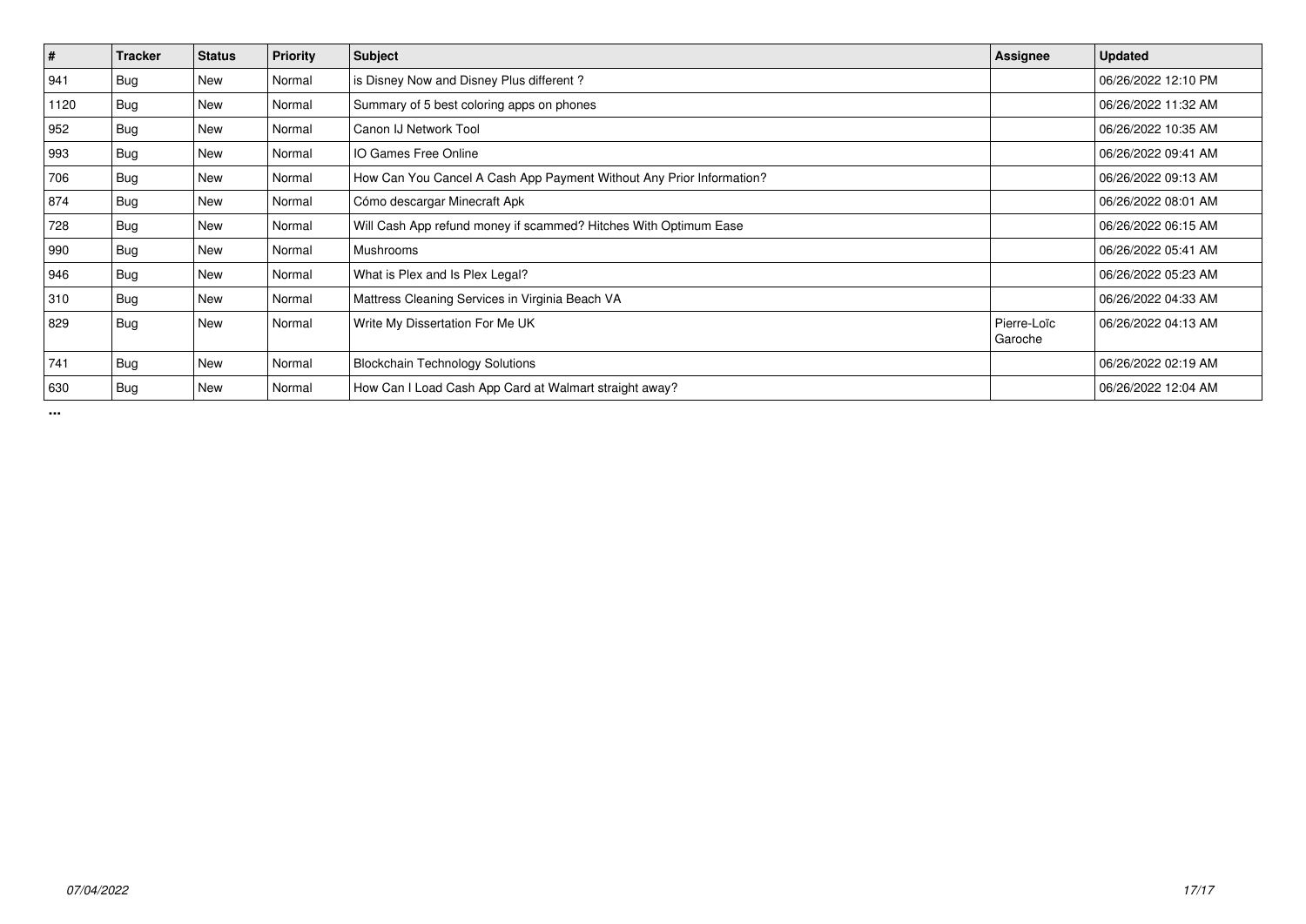| # | Tracker | Status | Priority | Subject | Assignee | Updated |
|---|---|---|---|---|---|---|
| 941 | Bug | New | Normal | is Disney Now and Disney Plus different ? | | 06/26/2022 12:10 PM |
| 1120 | Bug | New | Normal | Summary of 5 best coloring apps on phones | | 06/26/2022 11:32 AM |
| 952 | Bug | New | Normal | Canon IJ Network Tool | | 06/26/2022 10:35 AM |
| 993 | Bug | New | Normal | IO Games Free Online | | 06/26/2022 09:41 AM |
| 706 | Bug | New | Normal | How Can You Cancel A Cash App Payment Without Any Prior Information? | | 06/26/2022 09:13 AM |
| 874 | Bug | New | Normal | Cómo descargar Minecraft Apk | | 06/26/2022 08:01 AM |
| 728 | Bug | New | Normal | Will Cash App refund money if scammed? Hitches With Optimum Ease | | 06/26/2022 06:15 AM |
| 990 | Bug | New | Normal | Mushrooms | | 06/26/2022 05:41 AM |
| 946 | Bug | New | Normal | What is Plex and Is Plex Legal? | | 06/26/2022 05:23 AM |
| 310 | Bug | New | Normal | Mattress Cleaning Services in Virginia Beach VA | | 06/26/2022 04:33 AM |
| 829 | Bug | New | Normal | Write My Dissertation For Me UK | Pierre-Loïc Garoche | 06/26/2022 04:13 AM |
| 741 | Bug | New | Normal | Blockchain Technology Solutions | | 06/26/2022 02:19 AM |
| 630 | Bug | New | Normal | How Can I Load Cash App Card at Walmart straight away? | | 06/26/2022 12:04 AM |

...